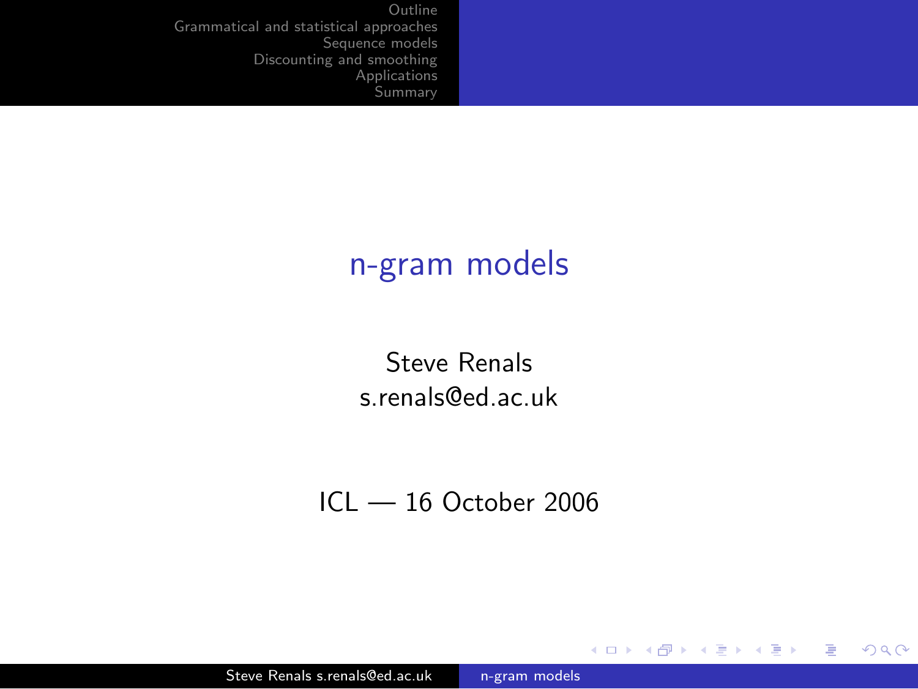# n-gram models

Steve Renals
s.renals@ed.ac.uk

ICL — 16 October 2006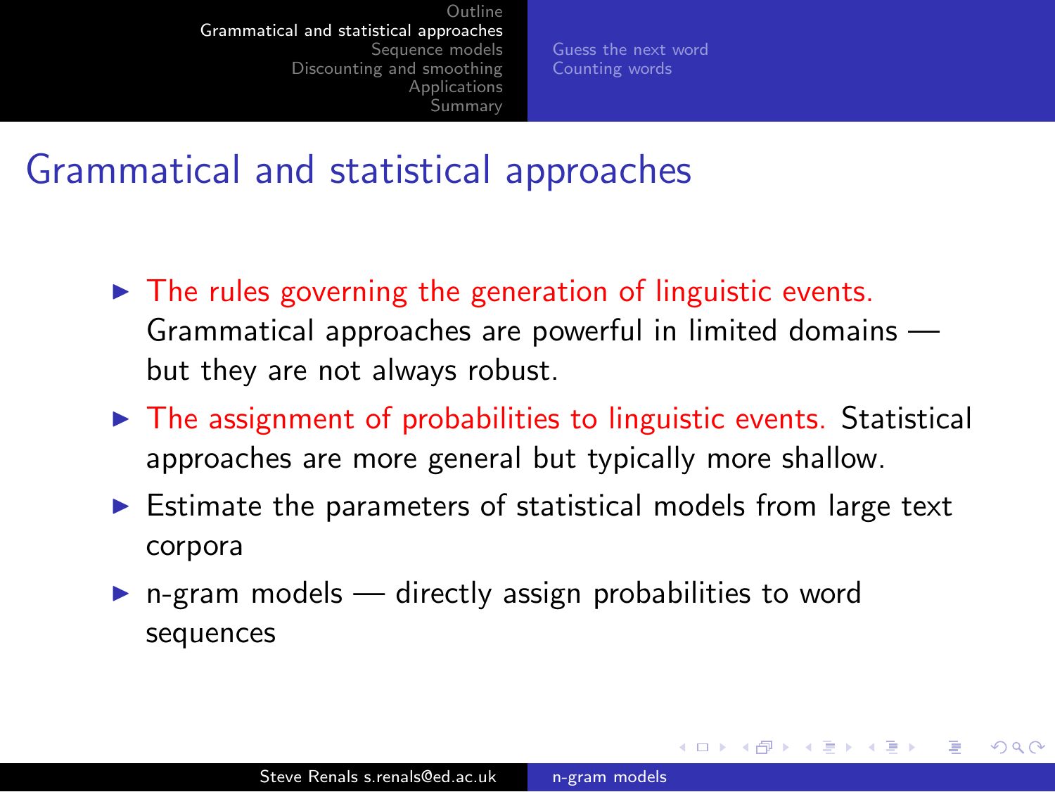# Grammatical and statistical approaches

- The rules governing the generation of linguistic events. Grammatical approaches are powerful in limited domains — but they are not always robust.
- The assignment of probabilities to linguistic events. Statistical approaches are more general but typically more shallow.
- Estimate the parameters of statistical models from large text corpora
- n-gram models — directly assign probabilities to word sequences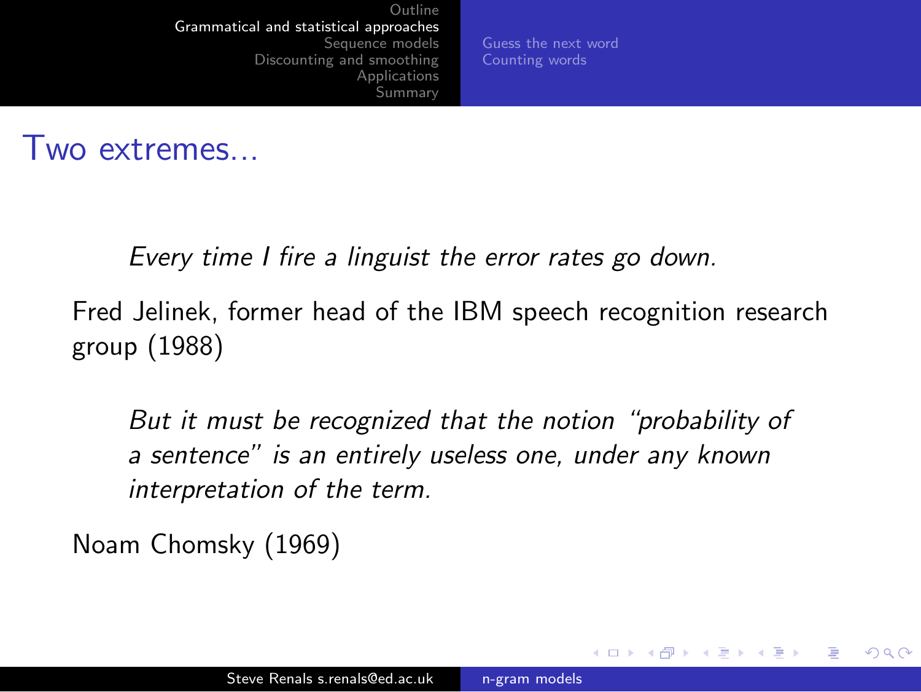# Two extremes...

> *Every time I fire a linguist the error rates go down.*

Fred Jelinek, former head of the IBM speech recognition research group (1988)

> *But it must be recognized that the notion "probability of a sentence" is an entirely useless one, under any known interpretation of the term.*

Noam Chomsky (1969)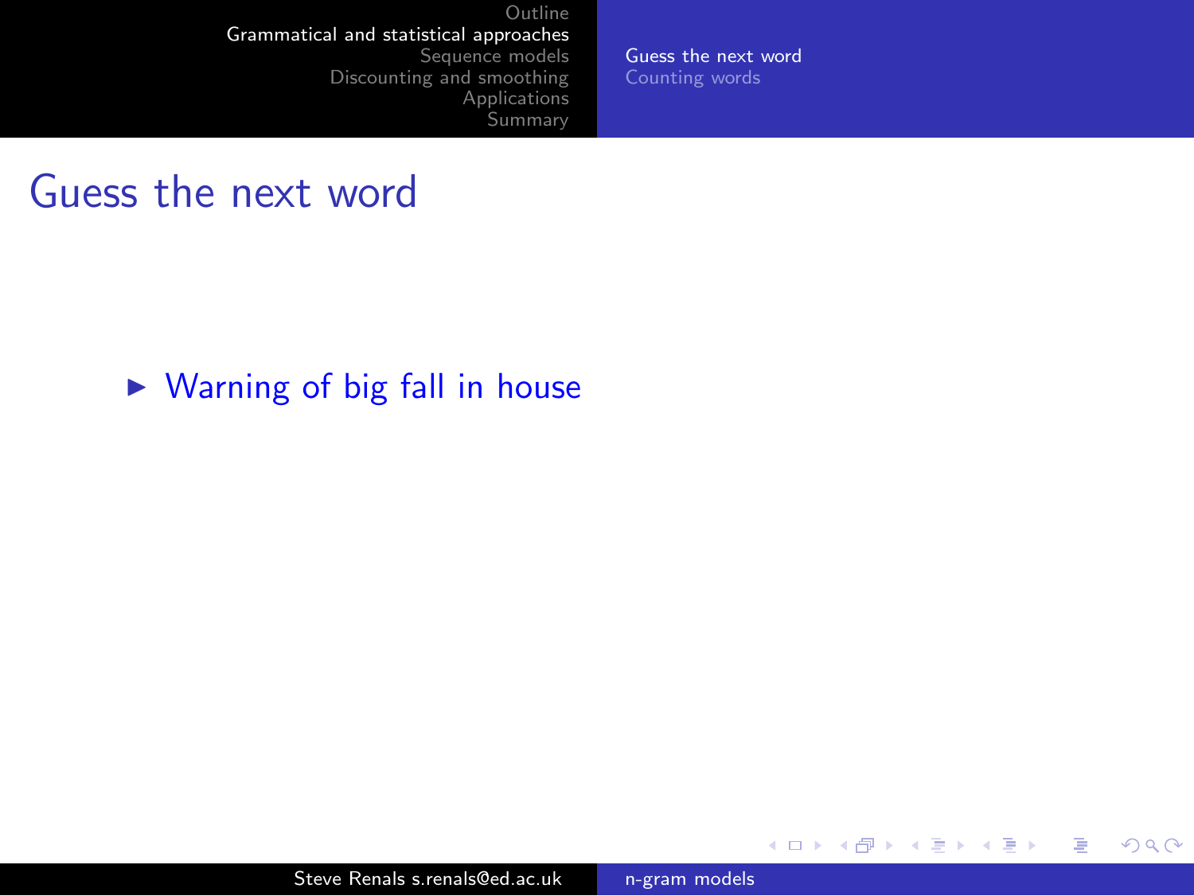# Guess the next word

- Warning of big fall in house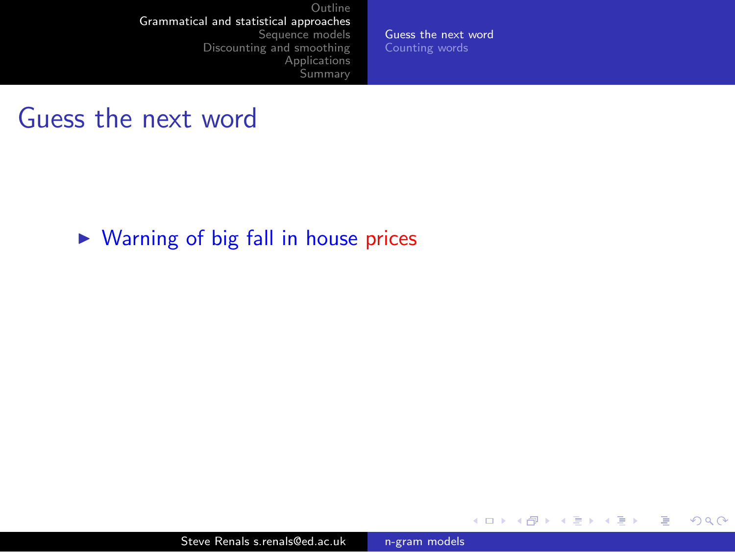# Guess the next word

- Warning of big fall in house prices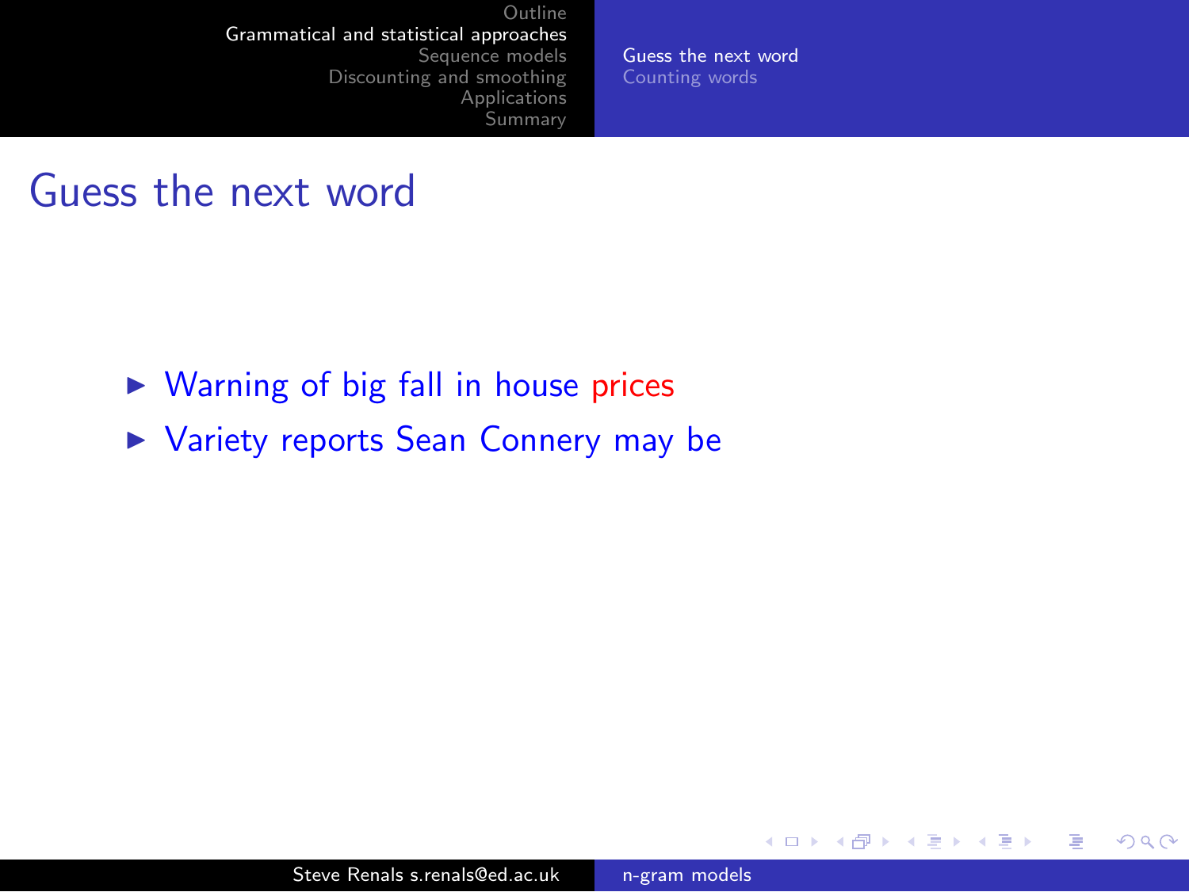# Guess the next word

- Warning of big fall in house prices
- Variety reports Sean Connery may be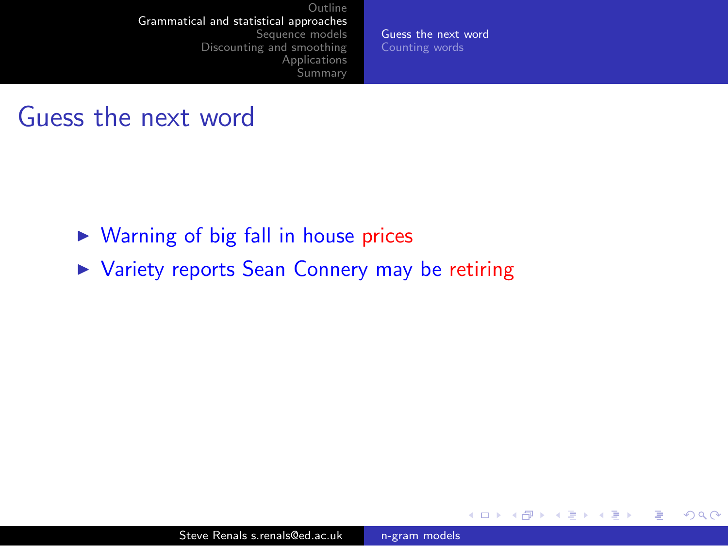# Guess the next word

- Warning of big fall in house prices
- Variety reports Sean Connery may be retiring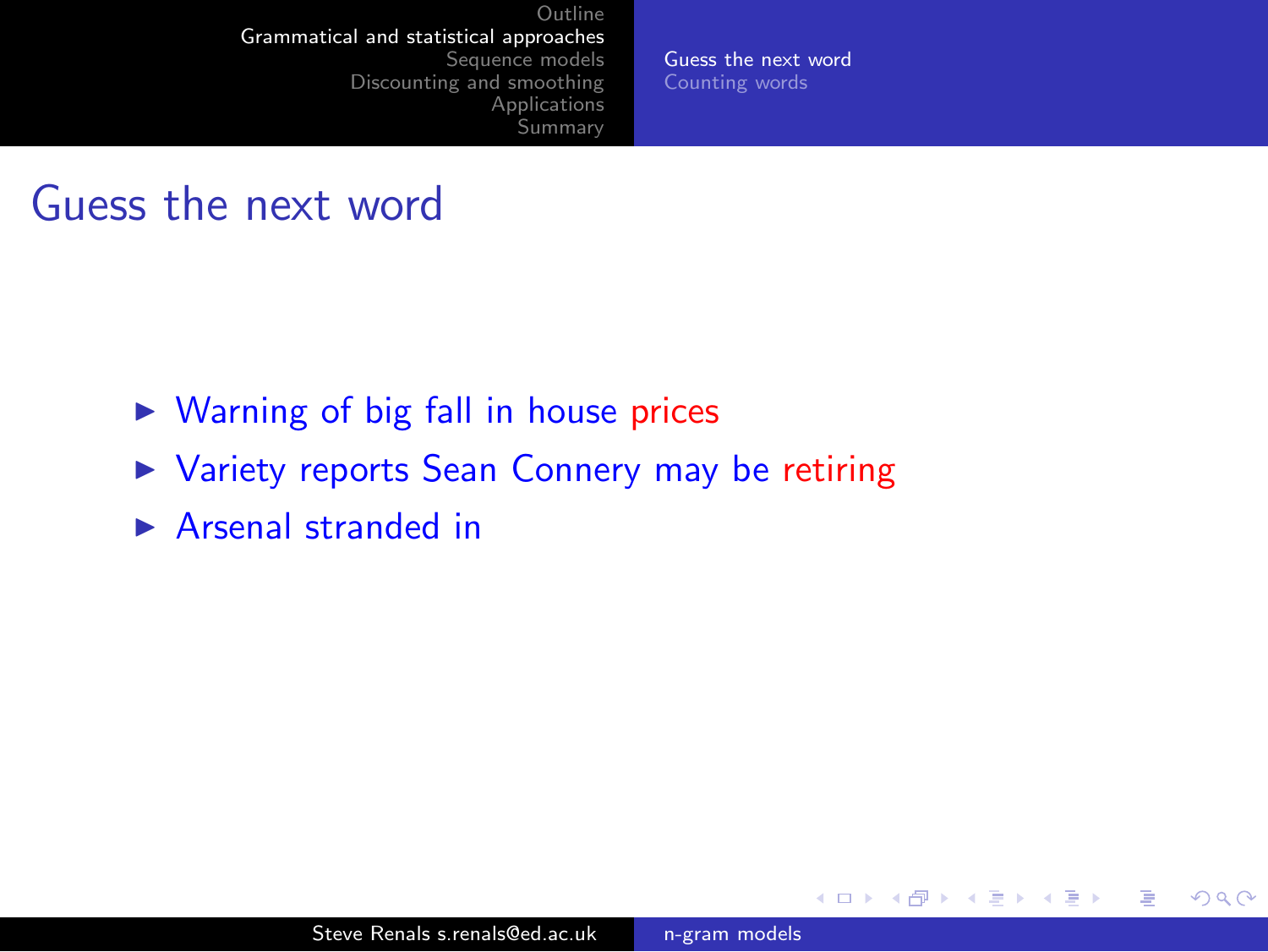# Guess the next word

- Warning of big fall in house prices
- Variety reports Sean Connery may be retiring
- Arsenal stranded in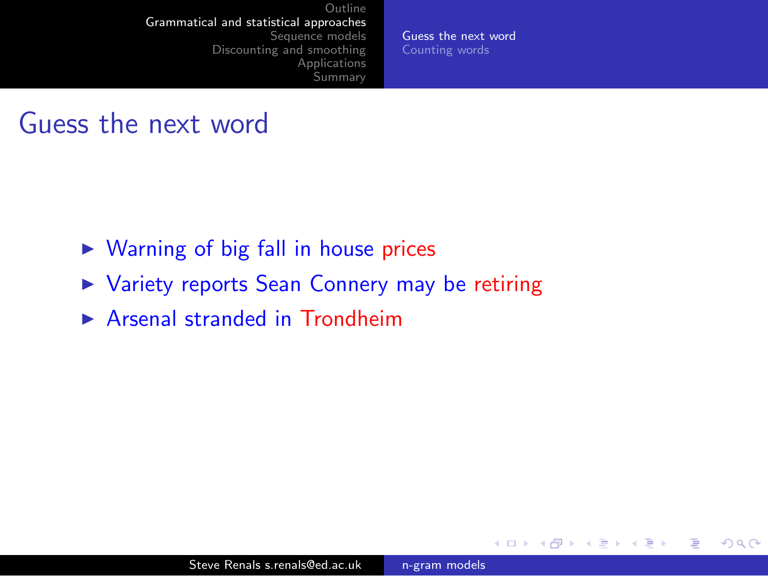# Guess the next word

- Warning of big fall in house prices
- Variety reports Sean Connery may be retiring
- Arsenal stranded in Trondheim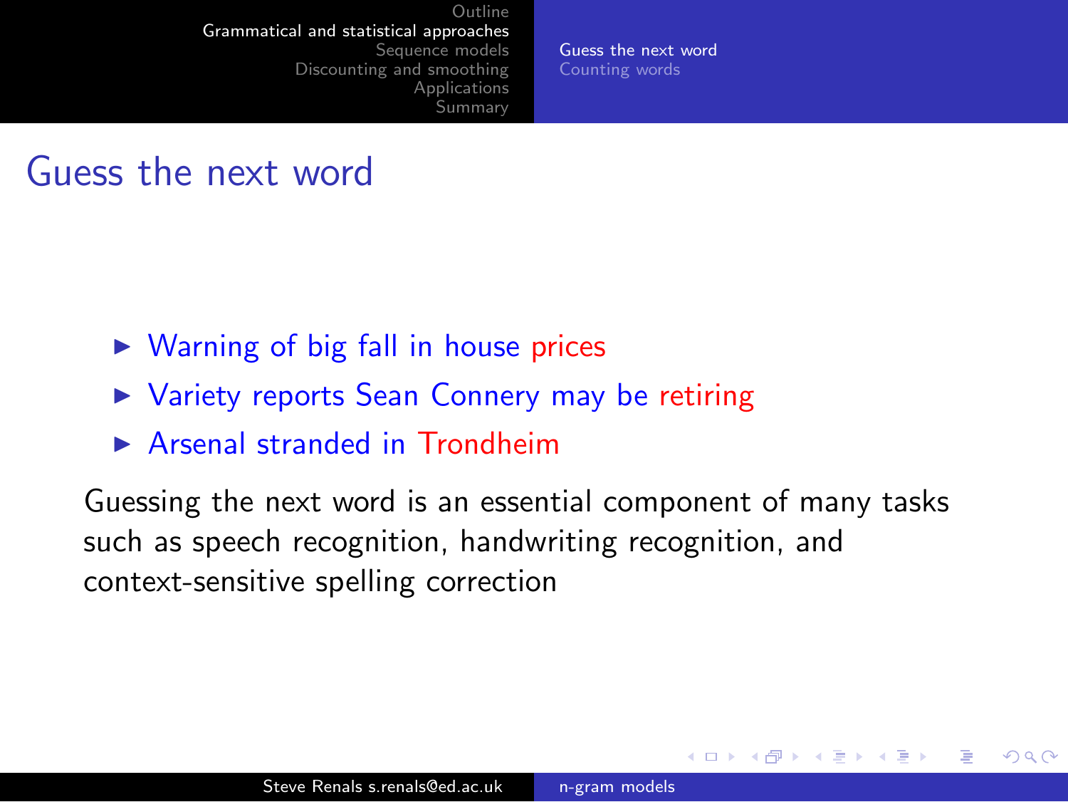# Guess the next word

- Warning of big fall in house prices
- Variety reports Sean Connery may be retiring
- Arsenal stranded in Trondheim

Guessing the next word is an essential component of many tasks such as speech recognition, handwriting recognition, and context-sensitive spelling correction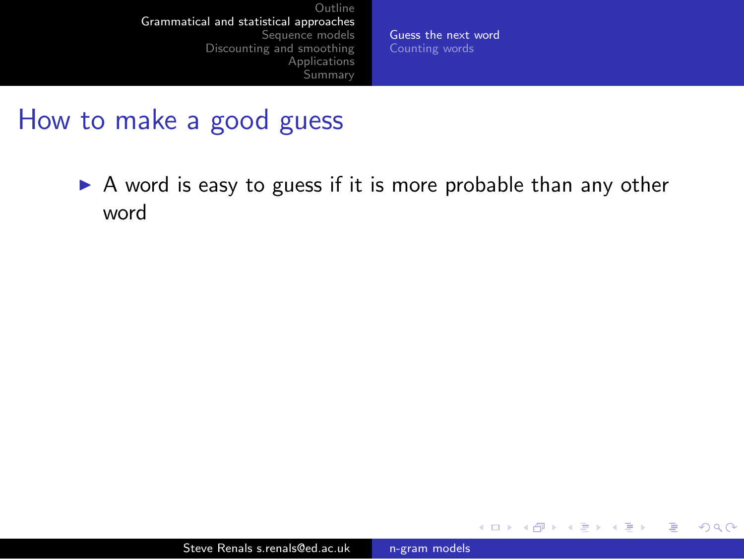# How to make a good guess

- A word is easy to guess if it is more probable than any other word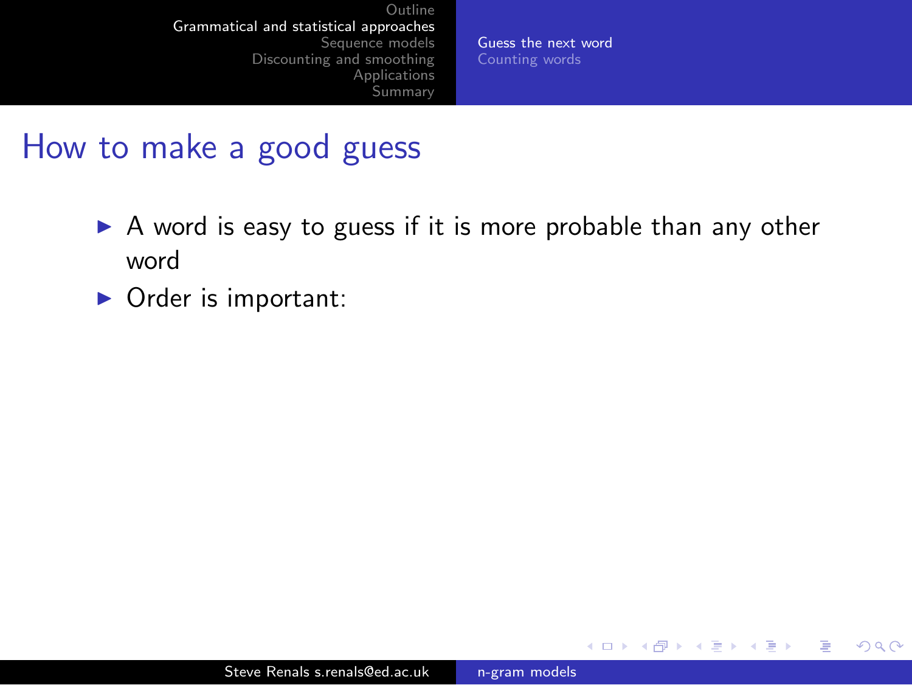# How to make a good guess

- A word is easy to guess if it is more probable than any other word
- Order is important: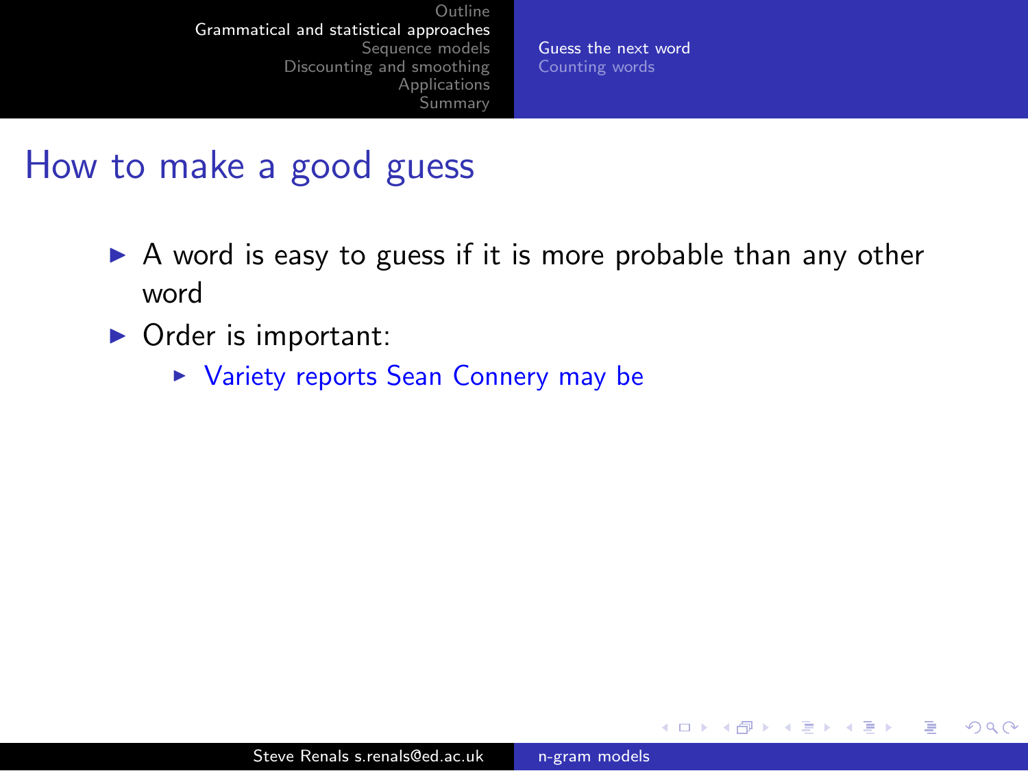## How to make a good guess

- A word is easy to guess if it is more probable than any other word
- Order is important:
  - Variety reports Sean Connery may be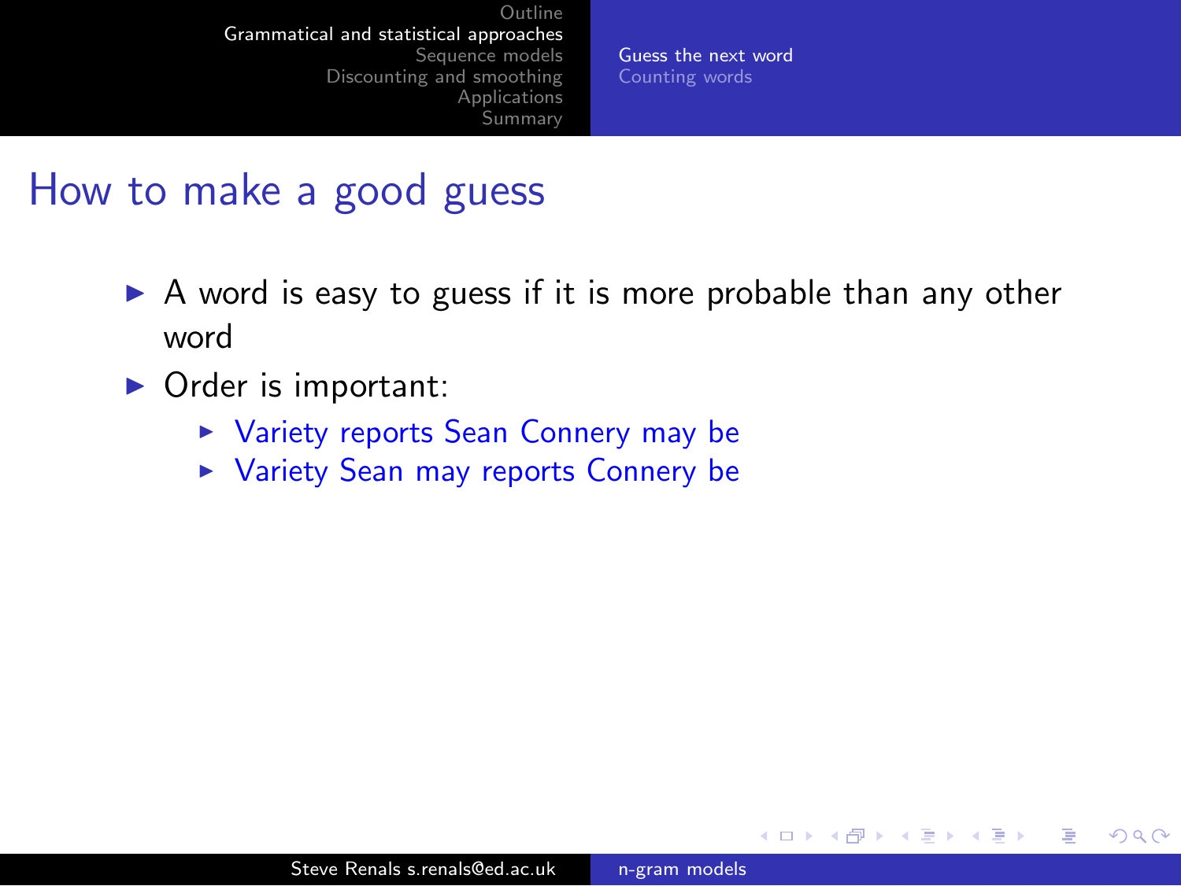# How to make a good guess

- A word is easy to guess if it is more probable than any other word
- Order is important:
  - Variety reports Sean Connery may be
  - Variety Sean may reports Connery be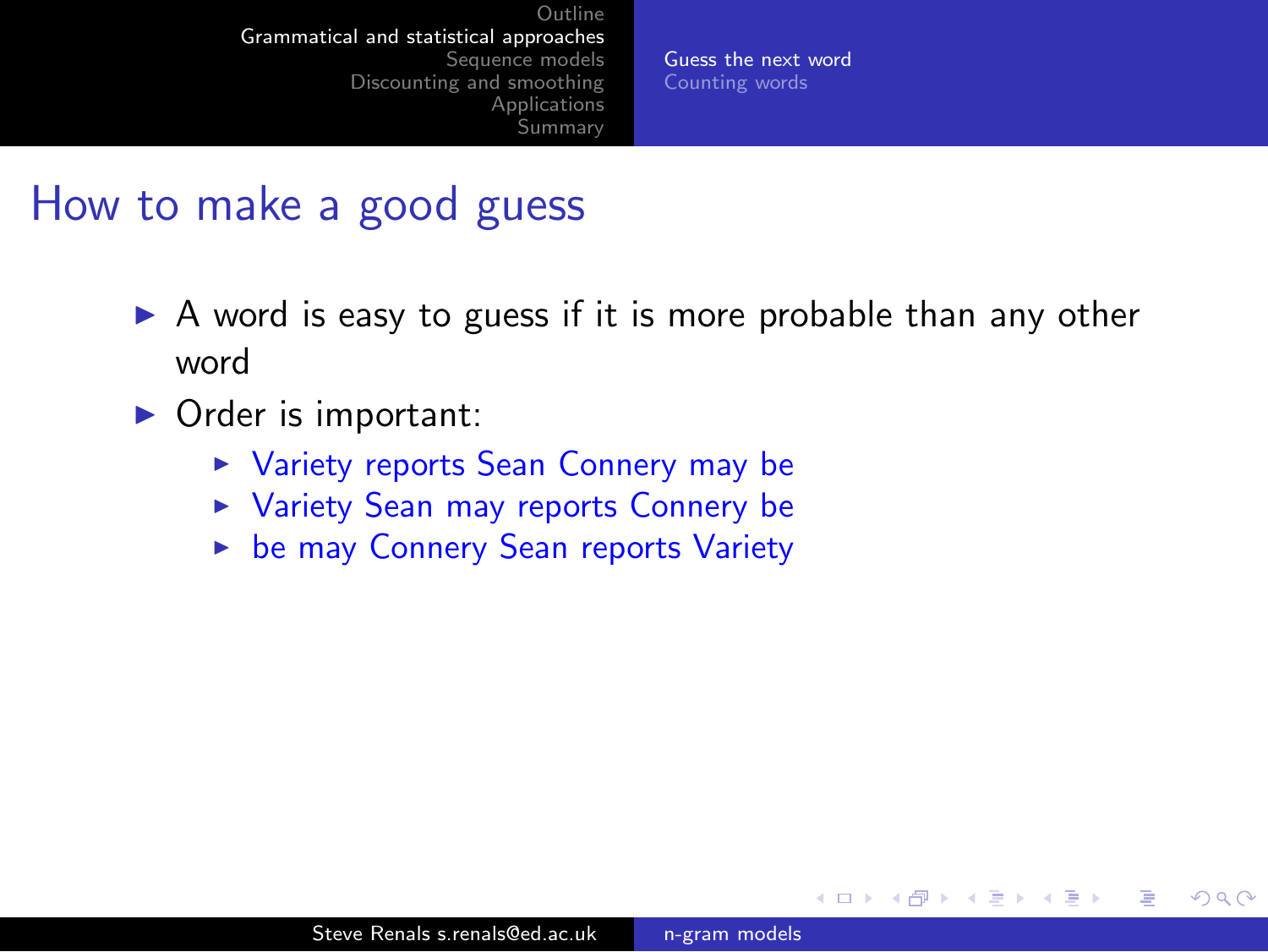# How to make a good guess

- A word is easy to guess if it is more probable than any other word
- Order is important:
  - Variety reports Sean Connery may be
  - Variety Sean may reports Connery be
  - be may Connery Sean reports Variety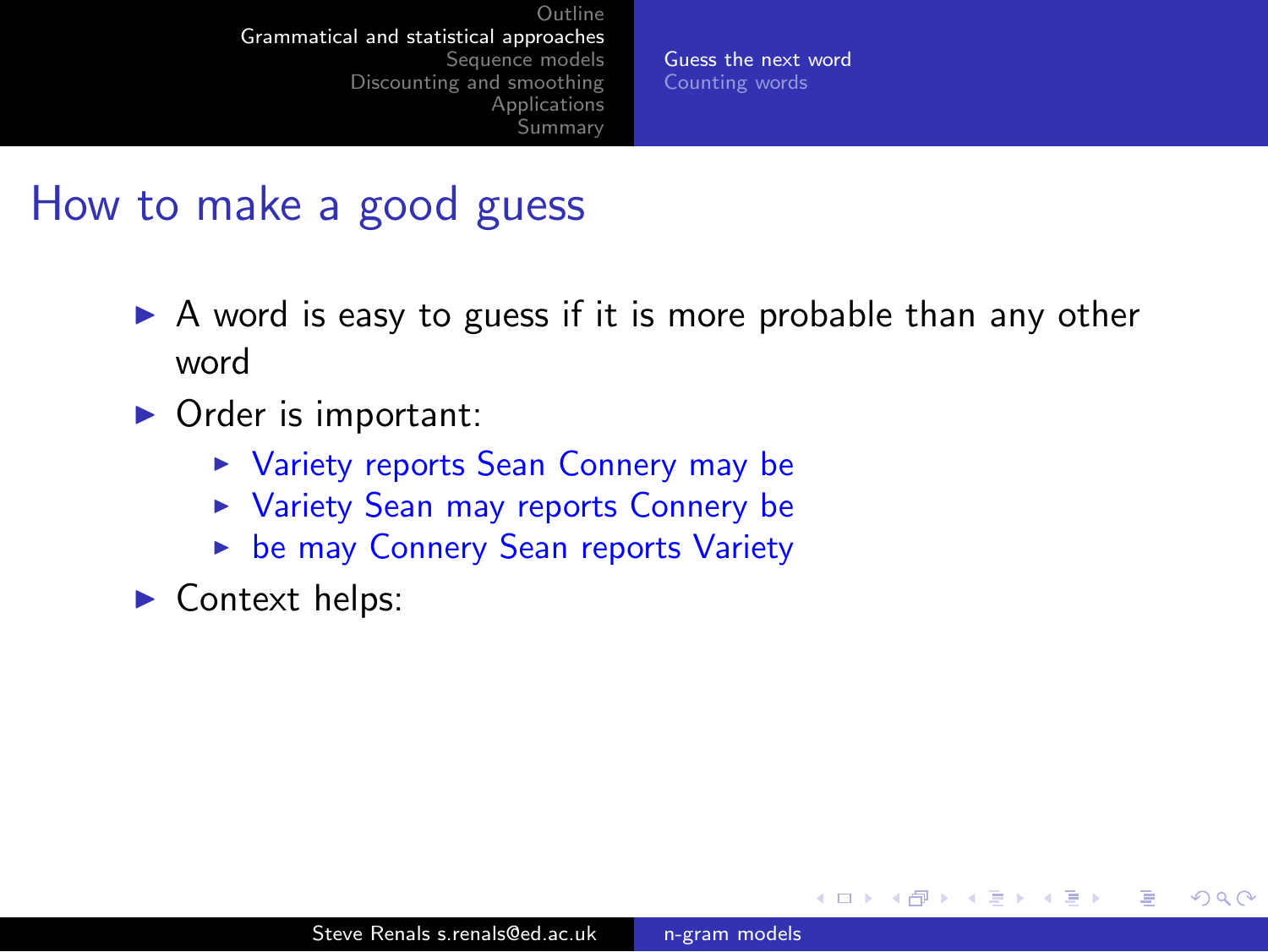## How to make a good guess

- A word is easy to guess if it is more probable than any other word
- Order is important:
  - Variety reports Sean Connery may be
  - Variety Sean may reports Connery be
  - be may Connery Sean reports Variety
- Context helps: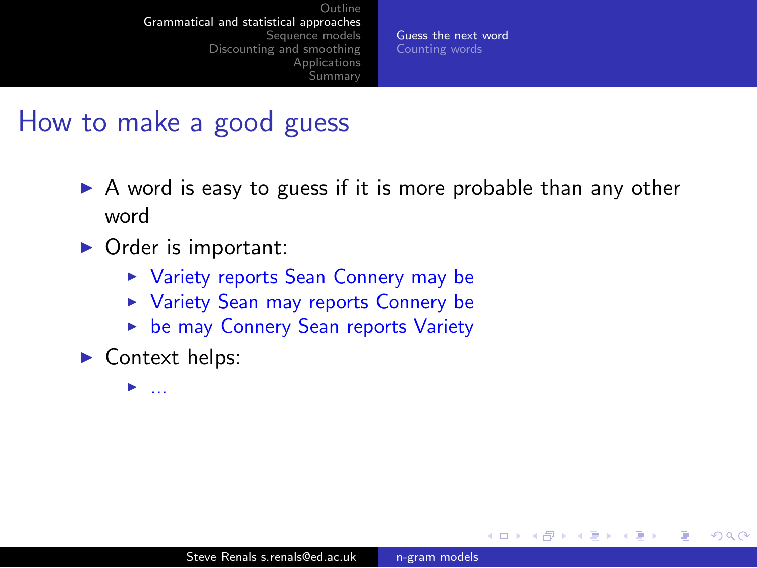# How to make a good guess

- A word is easy to guess if it is more probable than any other word
- Order is important:
  - Variety reports Sean Connery may be
  - Variety Sean may reports Connery be
  - be may Connery Sean reports Variety
- Context helps:
  - ...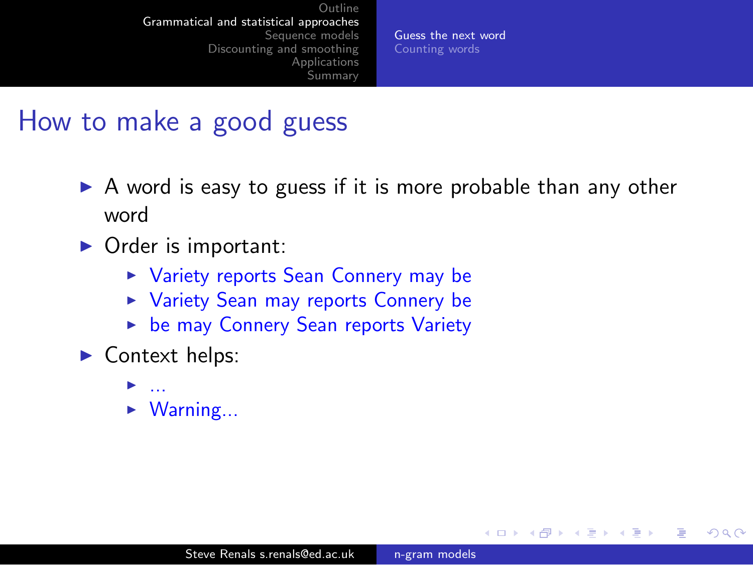# How to make a good guess

- A word is easy to guess if it is more probable than any other word
- Order is important:
  - Variety reports Sean Connery may be
  - Variety Sean may reports Connery be
  - be may Connery Sean reports Variety
- Context helps:
  - ...
  - Warning...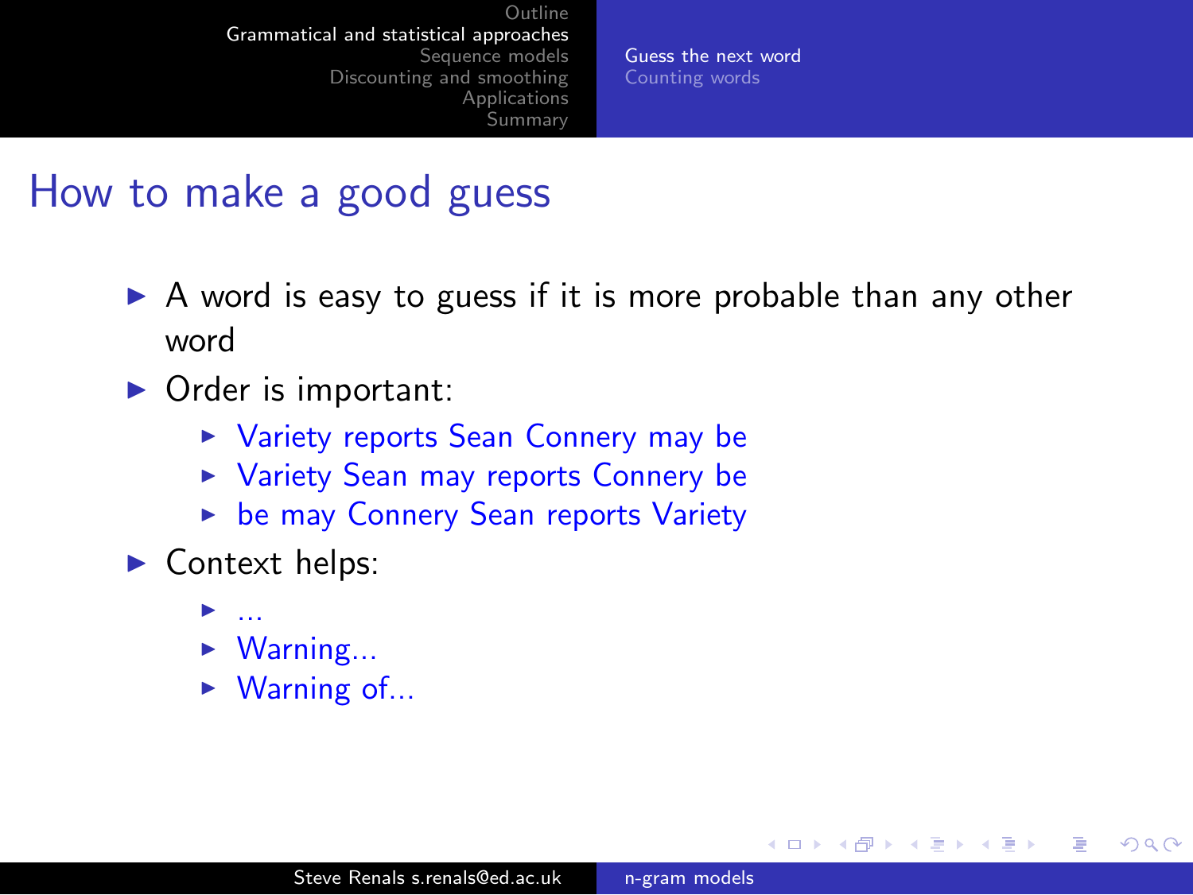# How to make a good guess

- A word is easy to guess if it is more probable than any other word
- Order is important:
  - Variety reports Sean Connery may be
  - Variety Sean may reports Connery be
  - be may Connery Sean reports Variety
- Context helps:
  - ...
  - Warning...
  - Warning of...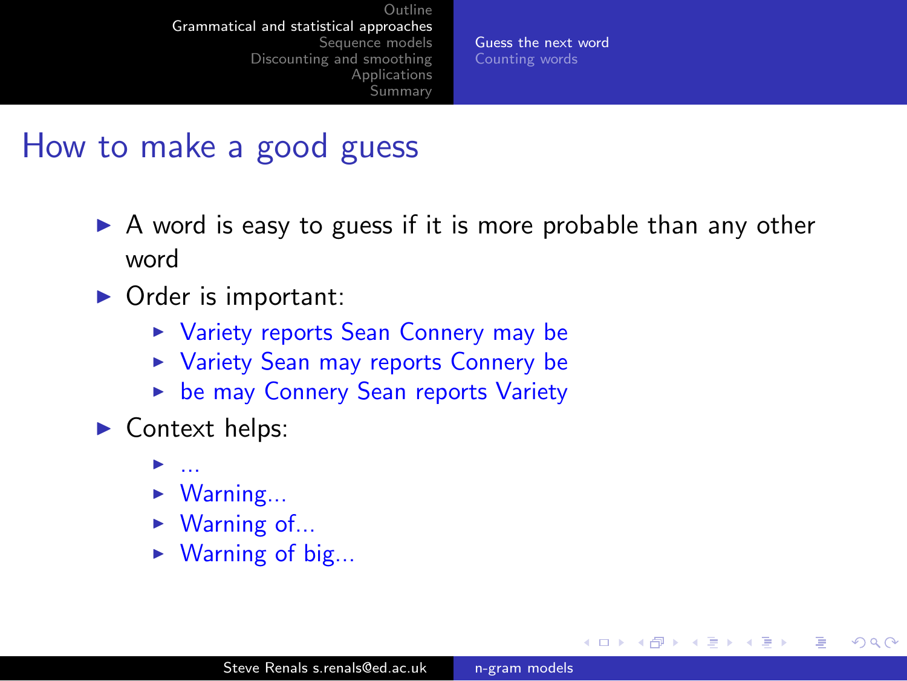# How to make a good guess

- A word is easy to guess if it is more probable than any other word
- Order is important:
  - Variety reports Sean Connery may be
  - Variety Sean may reports Connery be
  - be may Connery Sean reports Variety
- Context helps:
  - ...
  - Warning...
  - Warning of...
  - Warning of big...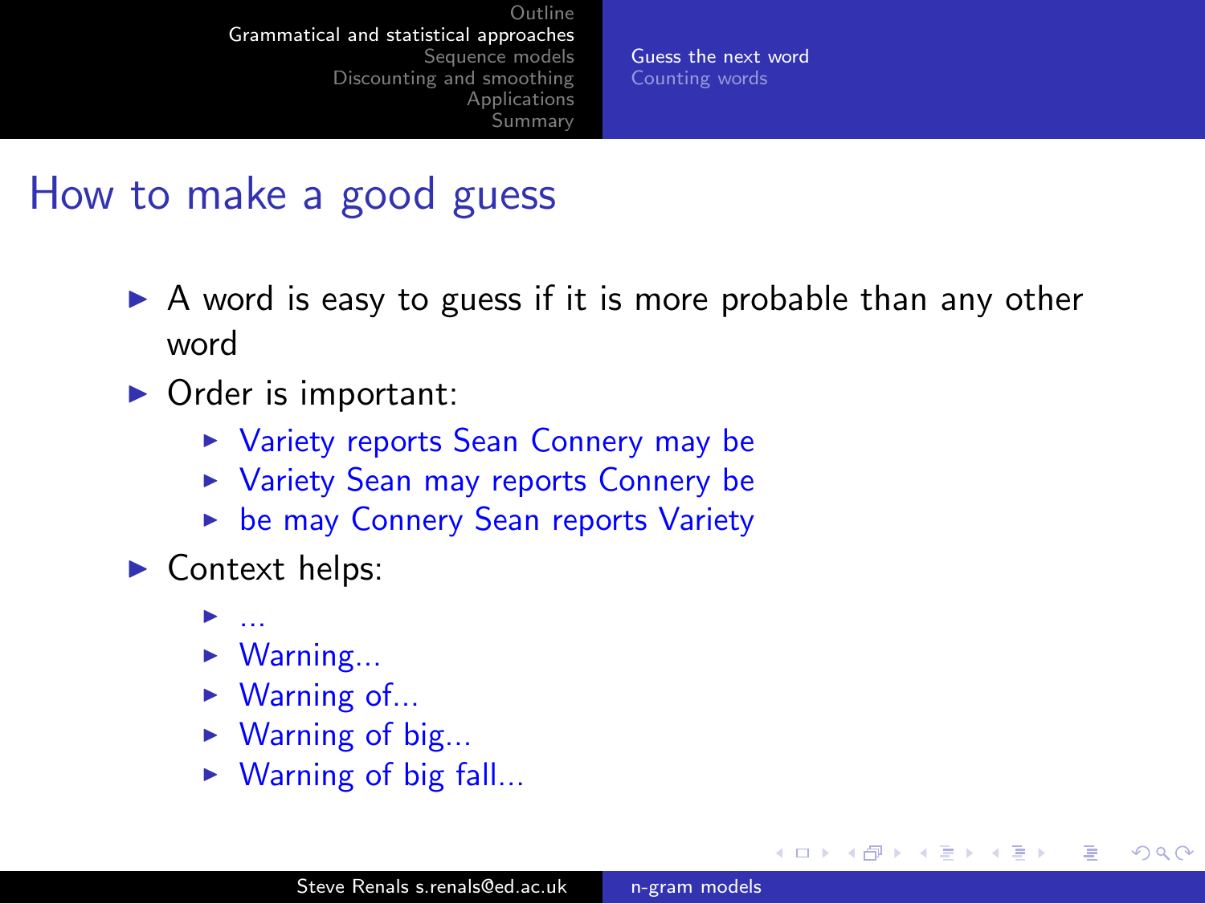# How to make a good guess

- A word is easy to guess if it is more probable than any other word
- Order is important:
  - Variety reports Sean Connery may be
  - Variety Sean may reports Connery be
  - be may Connery Sean reports Variety
- Context helps:
  - ...
  - Warning...
  - Warning of...
  - Warning of big...
  - Warning of big fall...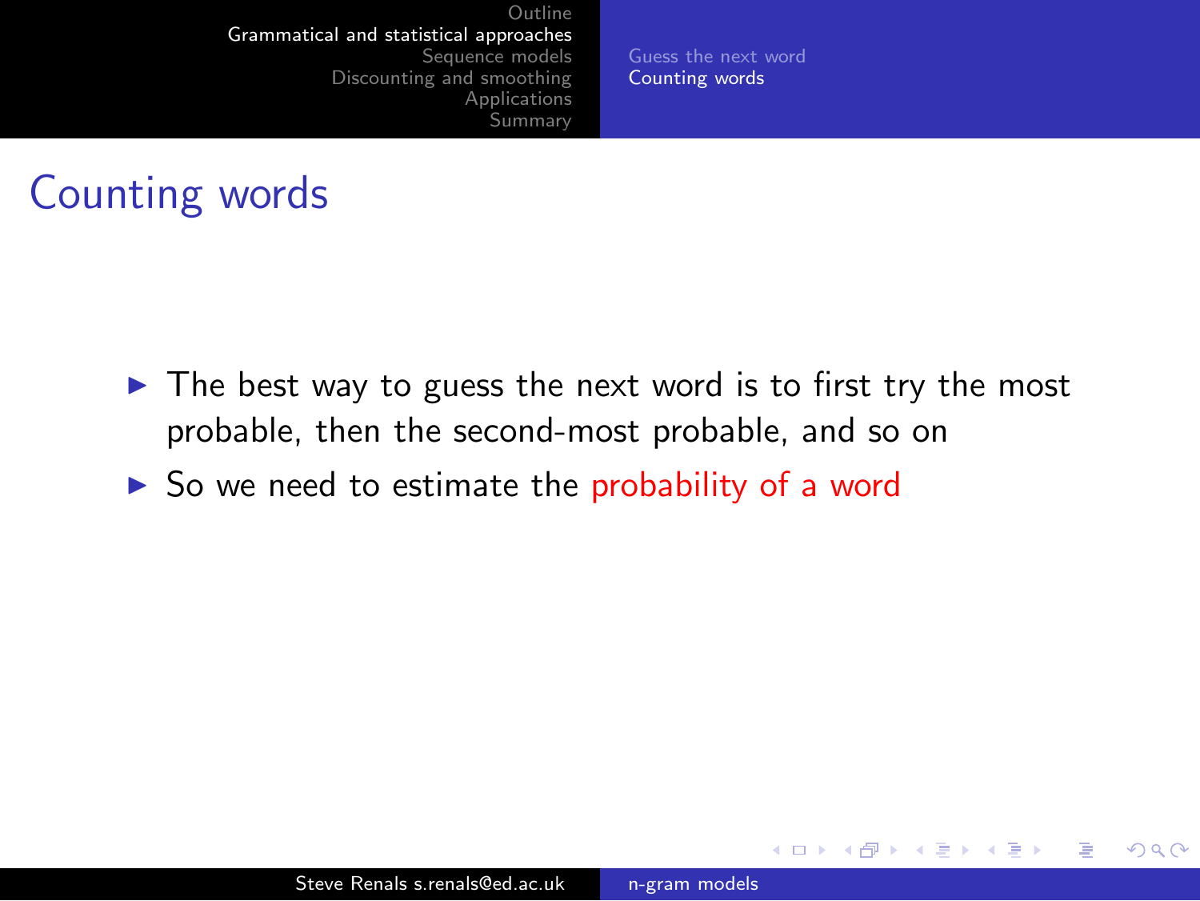# Counting words

- The best way to guess the next word is to first try the most probable, then the second-most probable, and so on
- So we need to estimate the probability of a word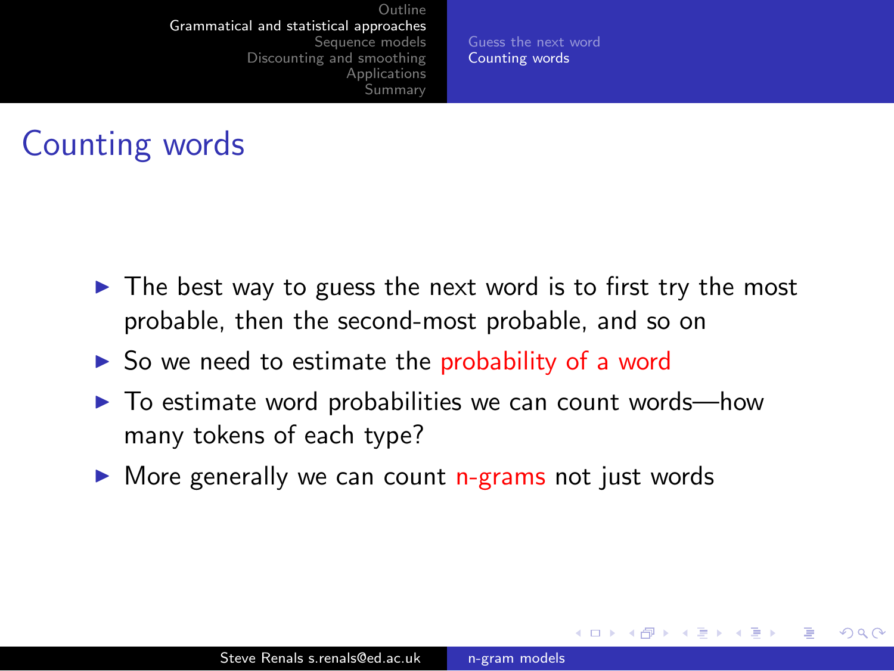# Counting words

- The best way to guess the next word is to first try the most probable, then the second-most probable, and so on
- So we need to estimate the probability of a word
- To estimate word probabilities we can count words—how many tokens of each type?
- More generally we can count n-grams not just words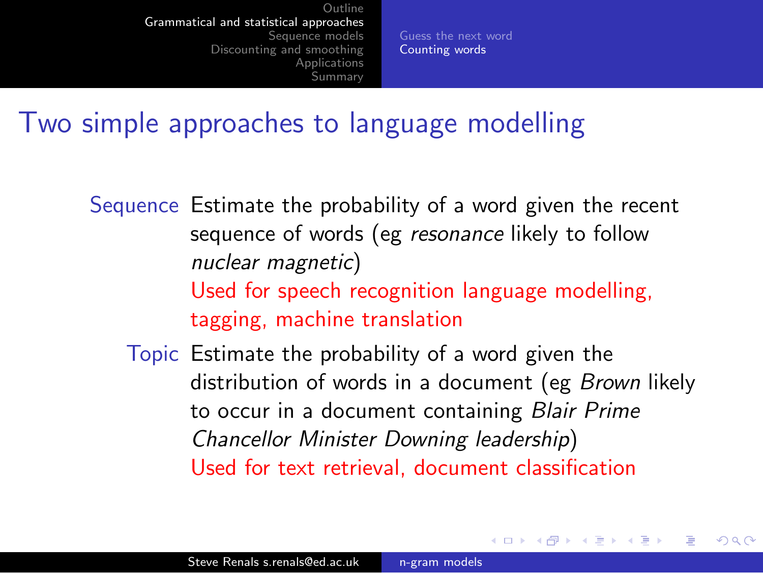# Two simple approaches to language modelling

**Sequence** Estimate the probability of a word given the recent sequence of words (eg *resonance* likely to follow *nuclear magnetic*)
Used for speech recognition language modelling, tagging, machine translation

**Topic** Estimate the probability of a word given the distribution of words in a document (eg *Brown* likely to occur in a document containing *Blair Prime Chancellor Minister Downing leadership*)
Used for text retrieval, document classification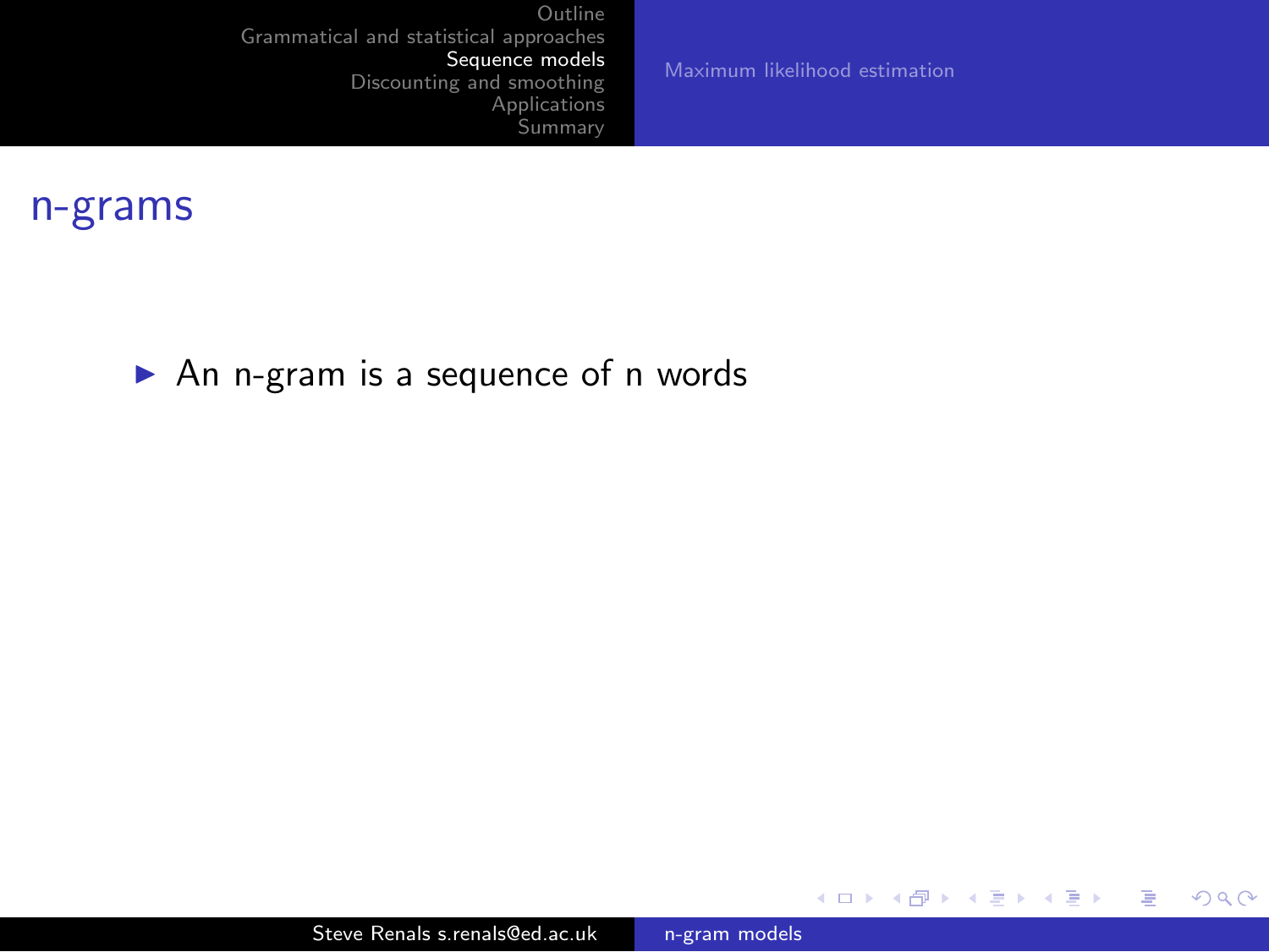## n-grams

- An n-gram is a sequence of n words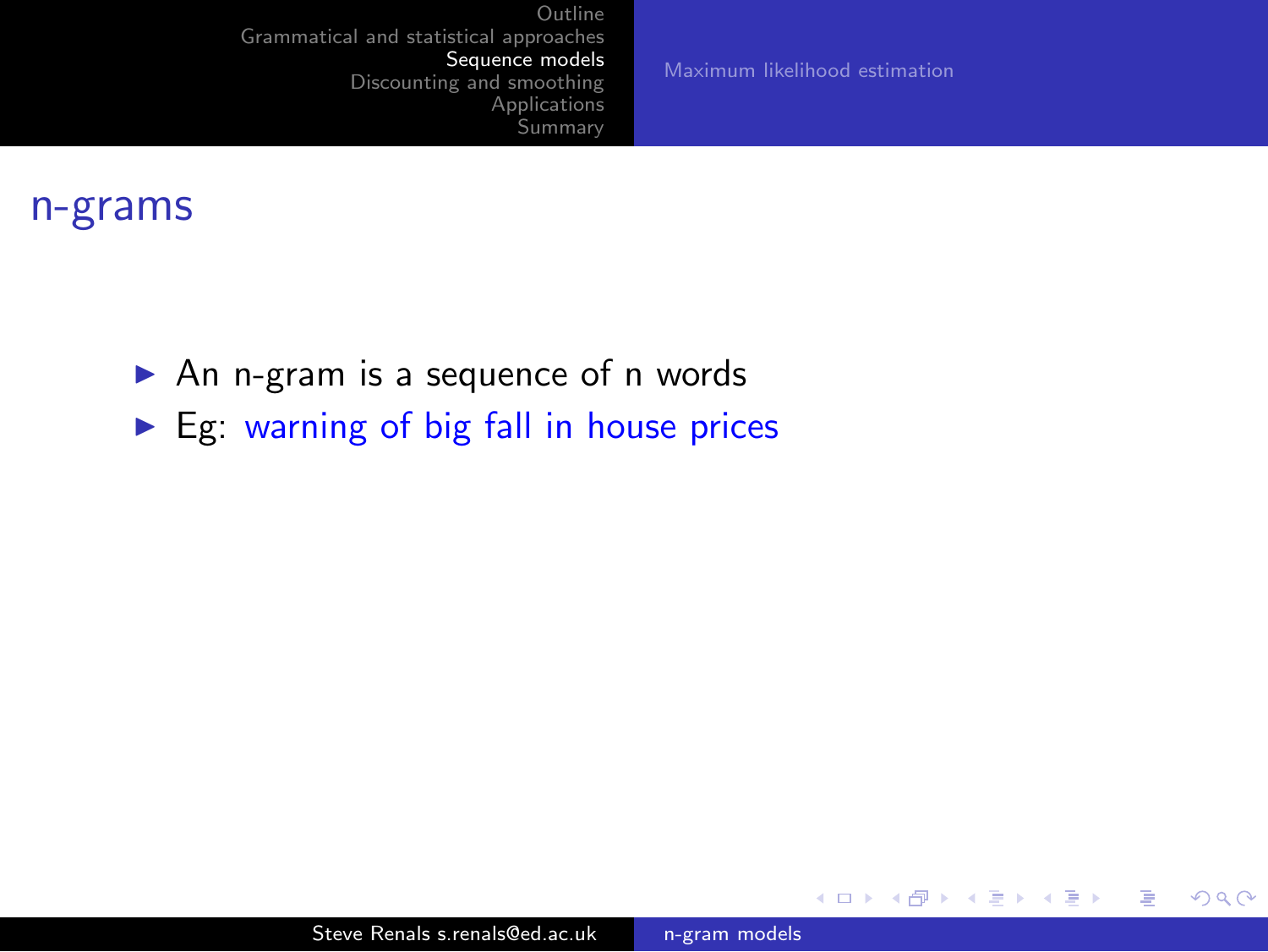## n-grams

- An n-gram is a sequence of n words
- Eg: warning of big fall in house prices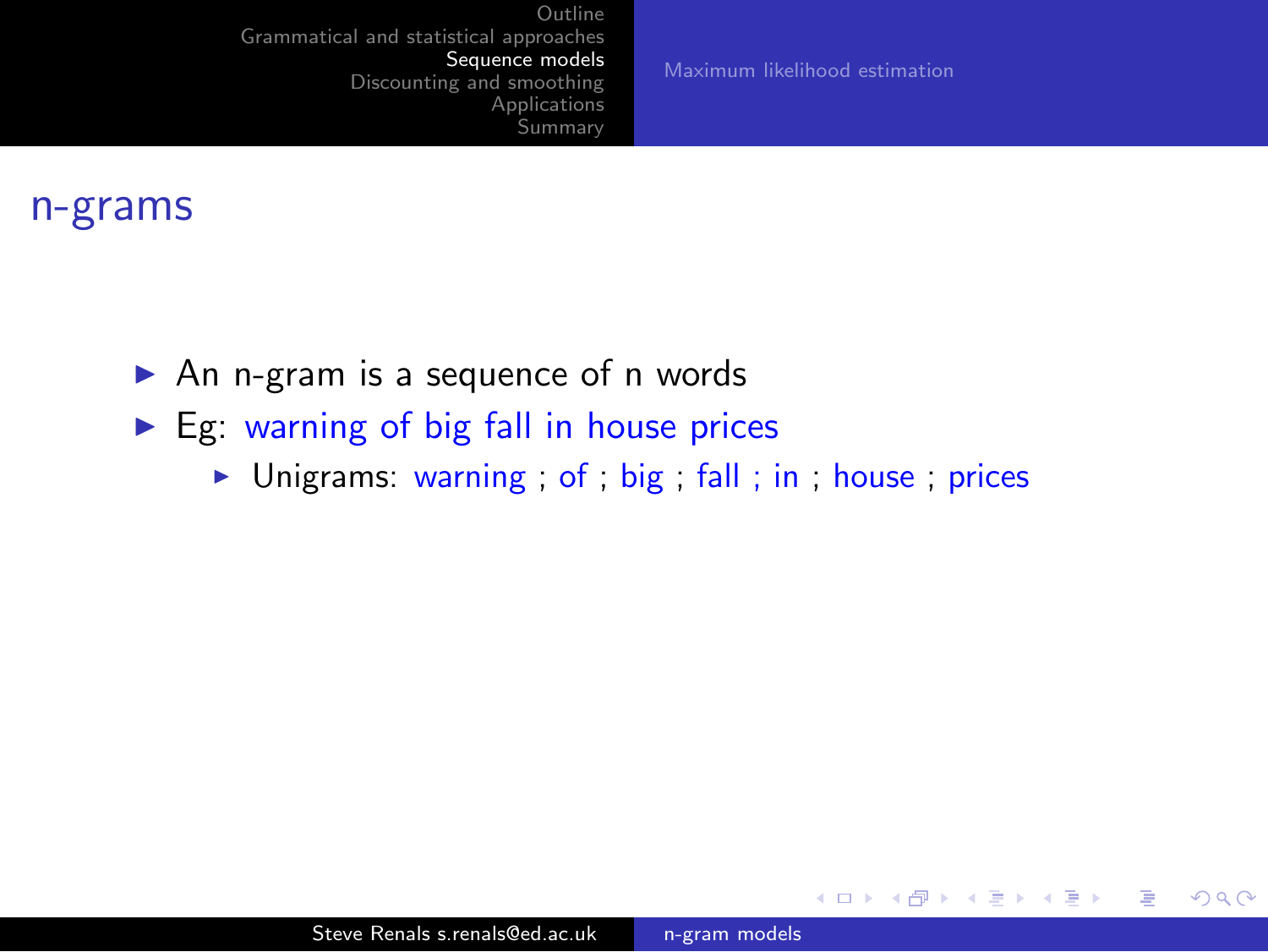## n-grams

- An n-gram is a sequence of n words
- Eg: warning of big fall in house prices
  - Unigrams: warning ; of ; big ; fall ; in ; house ; prices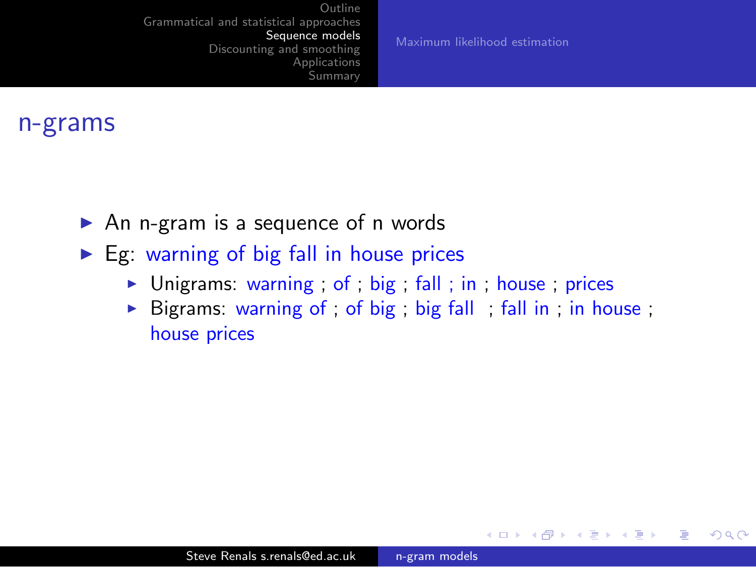## n-grams

- An n-gram is a sequence of n words
- Eg: warning of big fall in house prices
  - Unigrams: warning ; of ; big ; fall ; in ; house ; prices
  - Bigrams: warning of ; of big ; big fall ; fall in ; in house ; house prices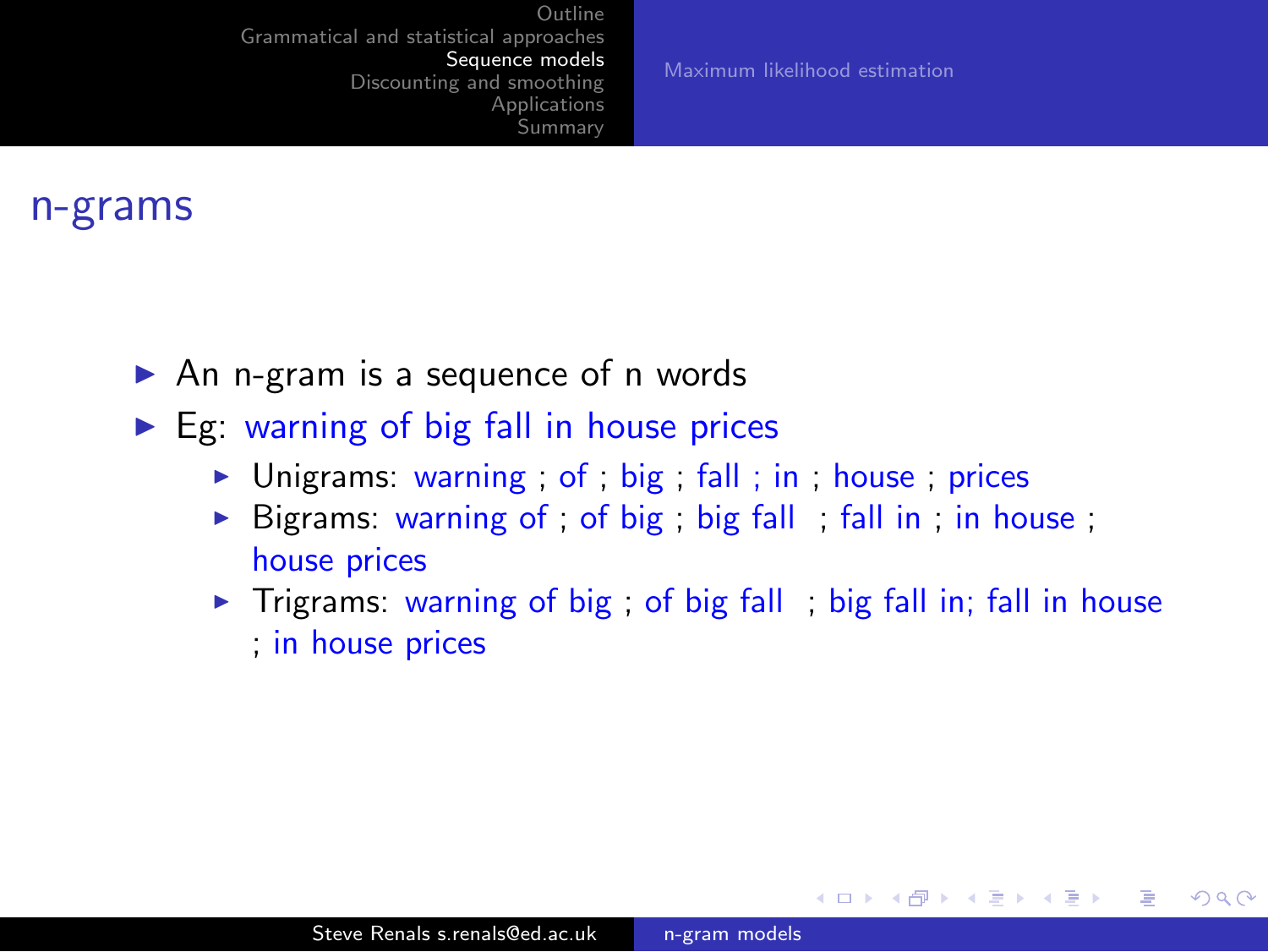## n-grams

- An n-gram is a sequence of n words
- Eg: warning of big fall in house prices
  - Unigrams: warning ; of ; big ; fall ; in ; house ; prices
  - Bigrams: warning of ; of big ; big fall ; fall in ; in house ; house prices
  - Trigrams: warning of big ; of big fall ; big fall in; fall in house ; in house prices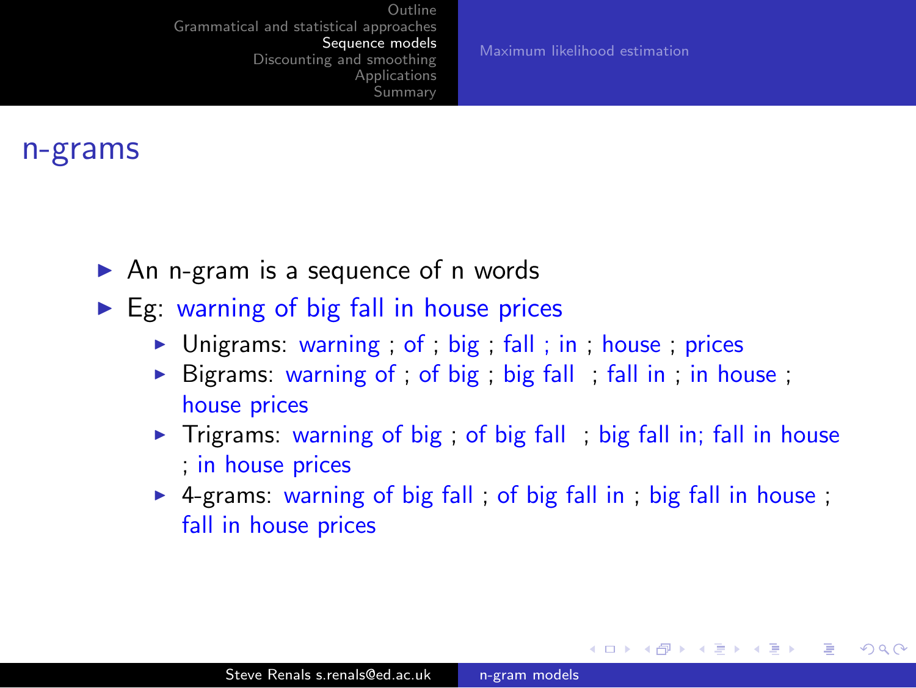## n-grams

- An n-gram is a sequence of n words
- Eg: warning of big fall in house prices
  - Unigrams: warning ; of ; big ; fall ; in ; house ; prices
  - Bigrams: warning of ; of big ; big fall ; fall in ; in house ; house prices
  - Trigrams: warning of big ; of big fall ; big fall in; fall in house ; in house prices
  - 4-grams: warning of big fall ; of big fall in ; big fall in house ; fall in house prices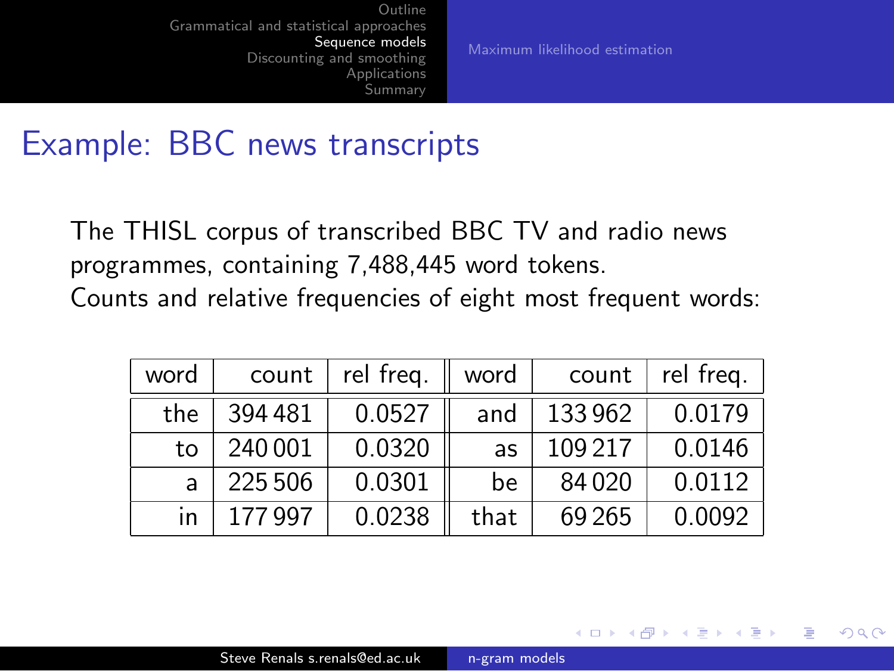# Example: BBC news transcripts

The THISL corpus of transcribed BBC TV and radio news programmes, containing 7,488,445 word tokens.
Counts and relative frequencies of eight most frequent words:

| word | count | rel freq. | word | count | rel freq. |
|---|---|---|---|---|---|
| the | 394 481 | 0.0527 | and | 133 962 | 0.0179 |
| to | 240 001 | 0.0320 | as | 109 217 | 0.0146 |
| a | 225 506 | 0.0301 | be | 84 020 | 0.0112 |
| in | 177 997 | 0.0238 | that | 69 265 | 0.0092 |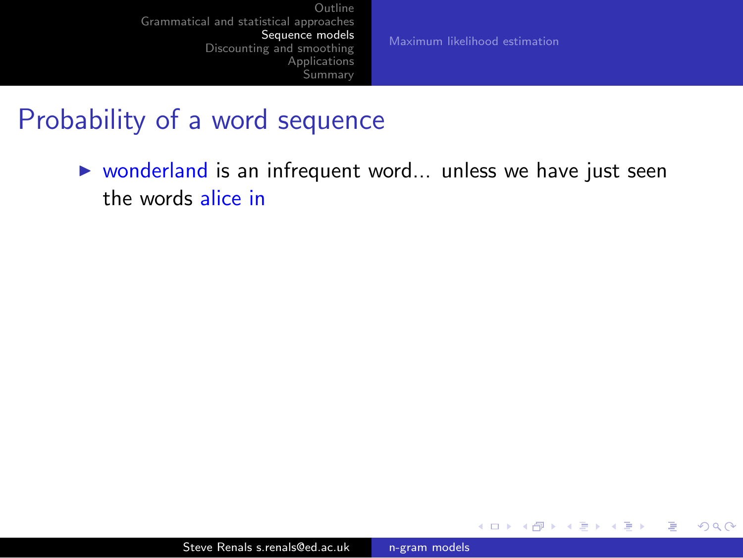# Probability of a word sequence

- wonderland is an infrequent word... unless we have just seen the words alice in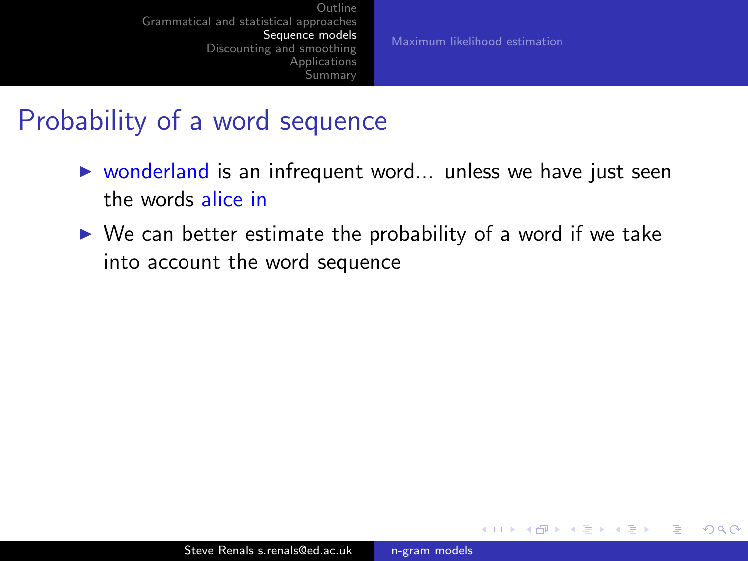# Probability of a word sequence

- wonderland is an infrequent word... unless we have just seen the words alice in
- We can better estimate the probability of a word if we take into account the word sequence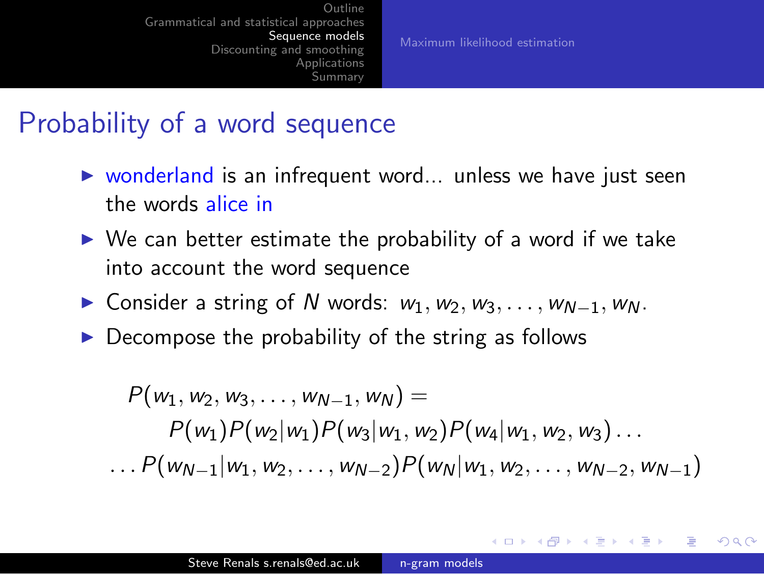# Probability of a word sequence

- wonderland is an infrequent word... unless we have just seen the words alice in
- We can better estimate the probability of a word if we take into account the word sequence
- Consider a string of $N$ words: $w_1, w_2, w_3, \ldots, w_{N-1}, w_N$.
- Decompose the probability of the string as follows

$$
\begin{aligned}
&P(w_1, w_2, w_3, \ldots, w_{N-1}, w_N) = \\
&\quad P(w_1)P(w_2|w_1)P(w_3|w_1, w_2)P(w_4|w_1, w_2, w_3)\ldots \\
&\ldots P(w_{N-1}|w_1, w_2, \ldots, w_{N-2})P(w_N|w_1, w_2, \ldots, w_{N-2}, w_{N-1})
\end{aligned}
$$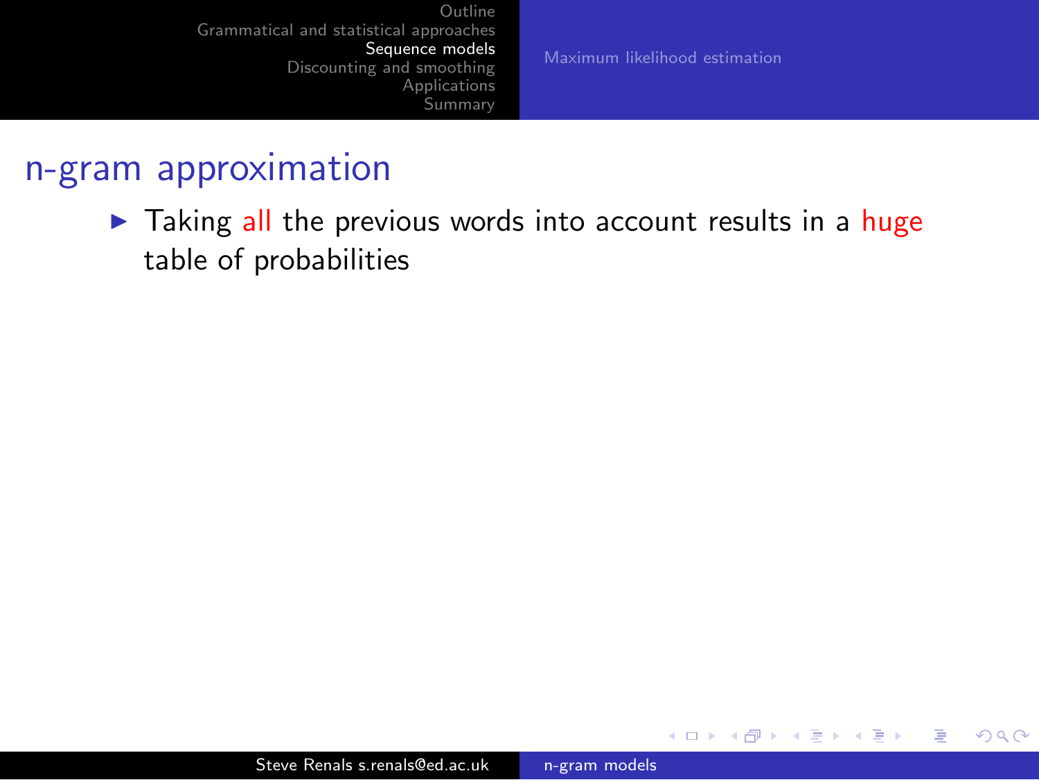## n-gram approximation

- Taking all the previous words into account results in a huge table of probabilities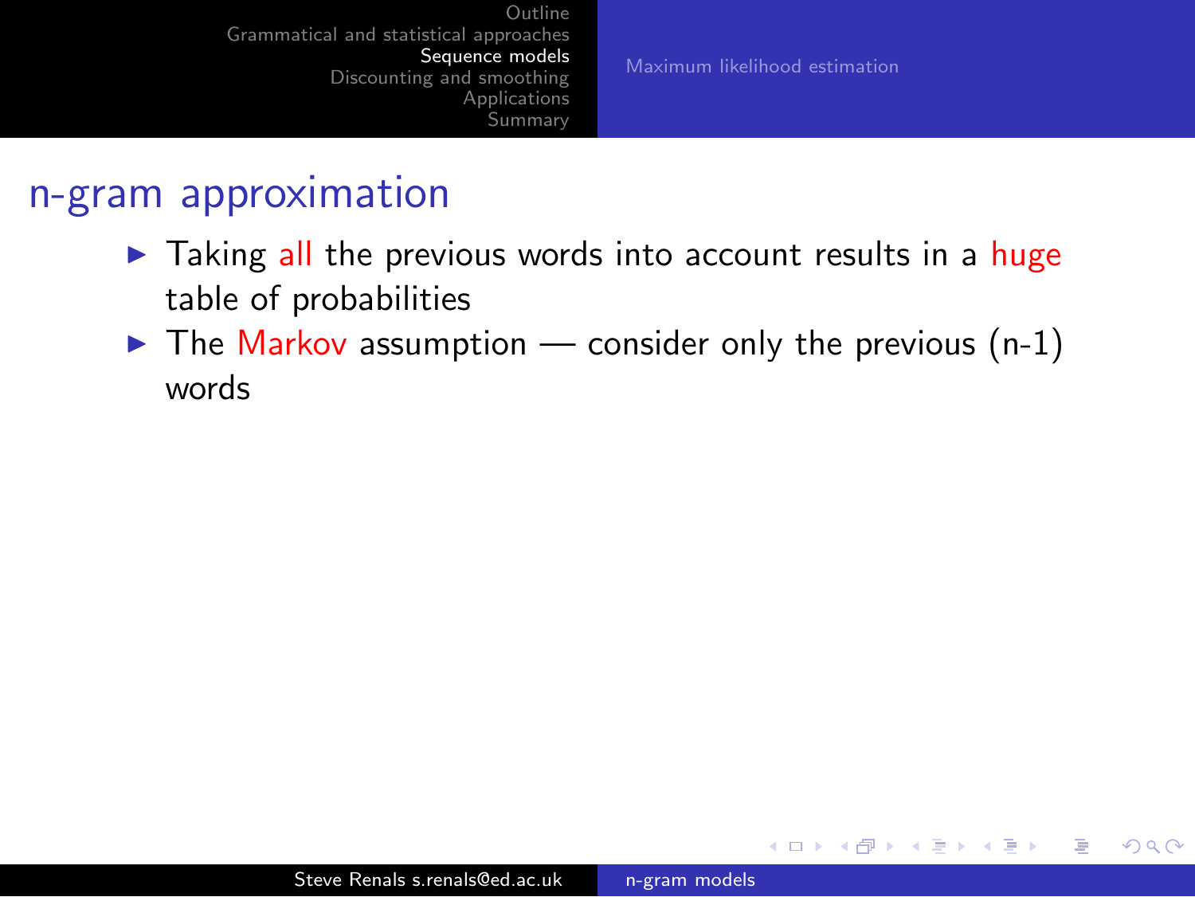## n-gram approximation

- Taking all the previous words into account results in a huge table of probabilities
- The Markov assumption — consider only the previous (n-1) words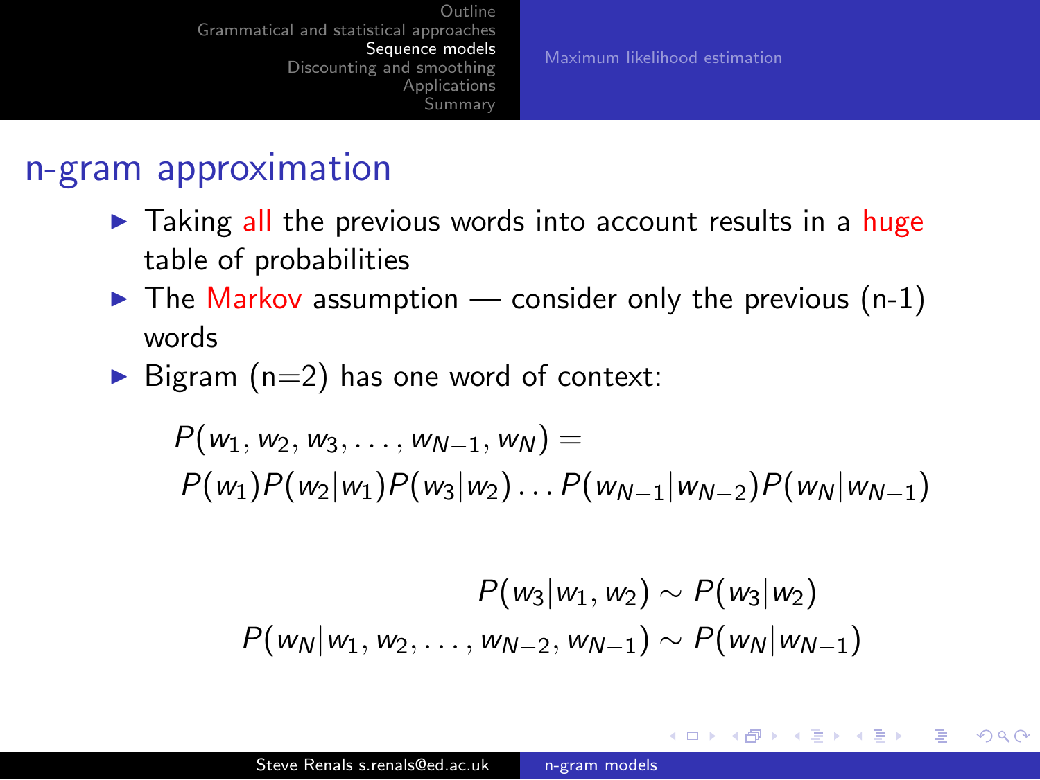## n-gram approximation

- Taking all the previous words into account results in a huge table of probabilities
- The Markov assumption — consider only the previous (n-1) words
- Bigram (n=2) has one word of context:

$$P(w_1, w_2, w_3, \ldots, w_{N-1}, w_N) = P(w_1)P(w_2|w_1)P(w_3|w_2)\ldots P(w_{N-1}|w_{N-2})P(w_N|w_{N-1})$$

$$P(w_3|w_1, w_2) \sim P(w_3|w_2)$$

$$P(w_N|w_1, w_2, \ldots, w_{N-2}, w_{N-1}) \sim P(w_N|w_{N-1})$$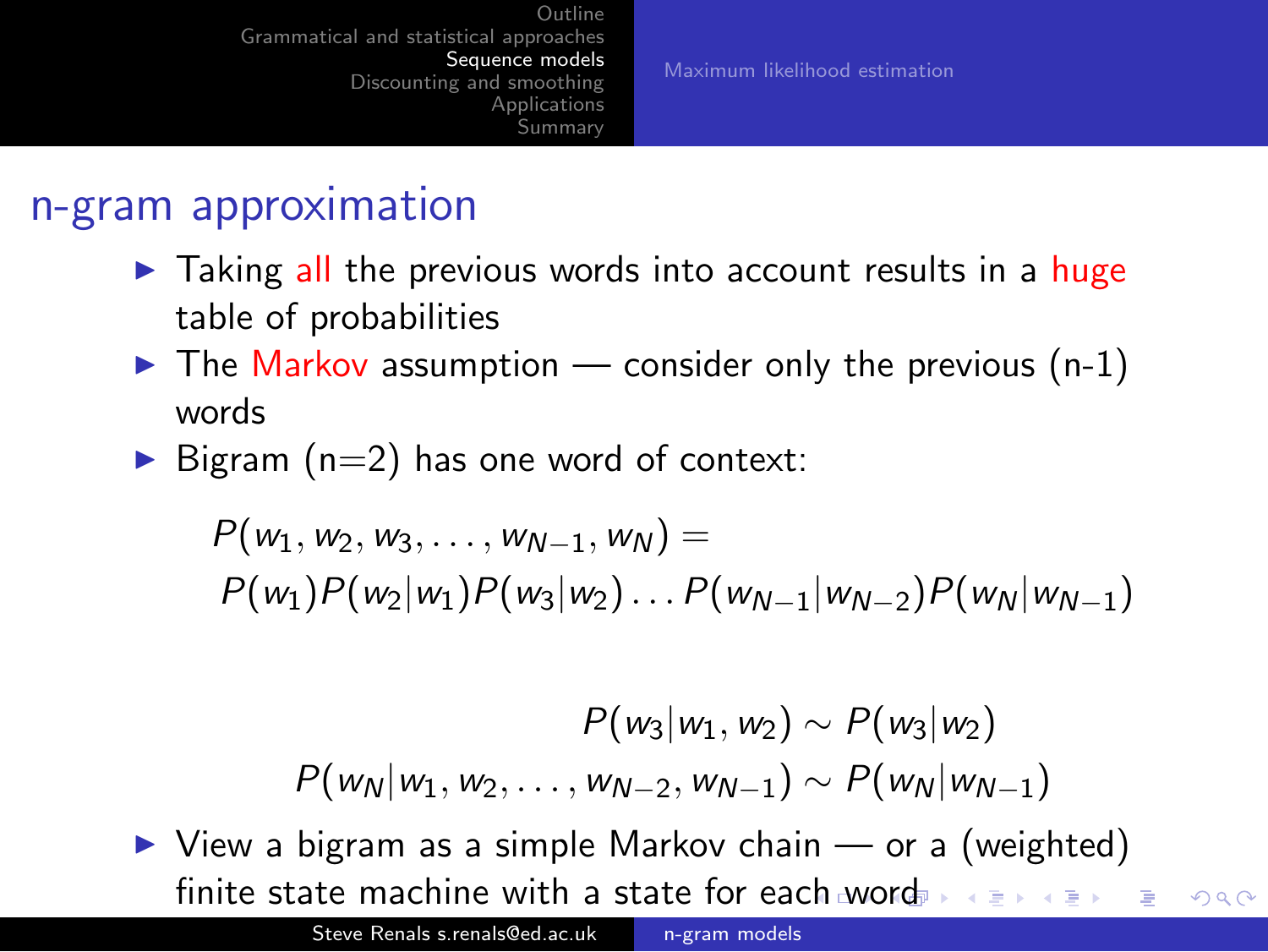## n-gram approximation

- Taking all the previous words into account results in a huge table of probabilities
- The Markov assumption — consider only the previous (n-1) words
- Bigram (n=2) has one word of context:

$$P(w_1, w_2, w_3, \ldots, w_{N-1}, w_N) = P(w_1)P(w_2|w_1)P(w_3|w_2)\ldots P(w_{N-1}|w_{N-2})P(w_N|w_{N-1})$$

$$P(w_3|w_1, w_2) \sim P(w_3|w_2)$$

$$P(w_N|w_1, w_2, \ldots, w_{N-2}, w_{N-1}) \sim P(w_N|w_{N-1})$$

- View a bigram as a simple Markov chain — or a (weighted) finite state machine with a state for each word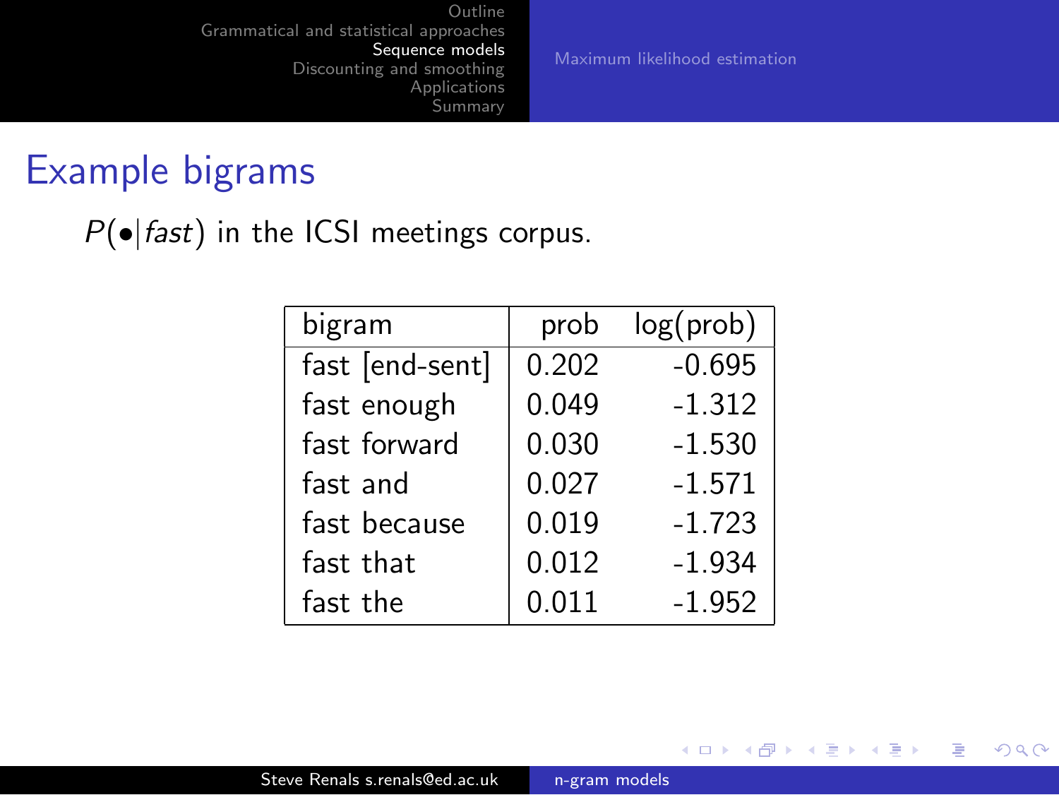# Example bigrams

$P(\bullet|fast)$ in the ICSI meetings corpus.

| bigram | prob | log(prob) |
|---|---|---|
| fast [end-sent] | 0.202 | -0.695 |
| fast enough | 0.049 | -1.312 |
| fast forward | 0.030 | -1.530 |
| fast and | 0.027 | -1.571 |
| fast because | 0.019 | -1.723 |
| fast that | 0.012 | -1.934 |
| fast the | 0.011 | -1.952 |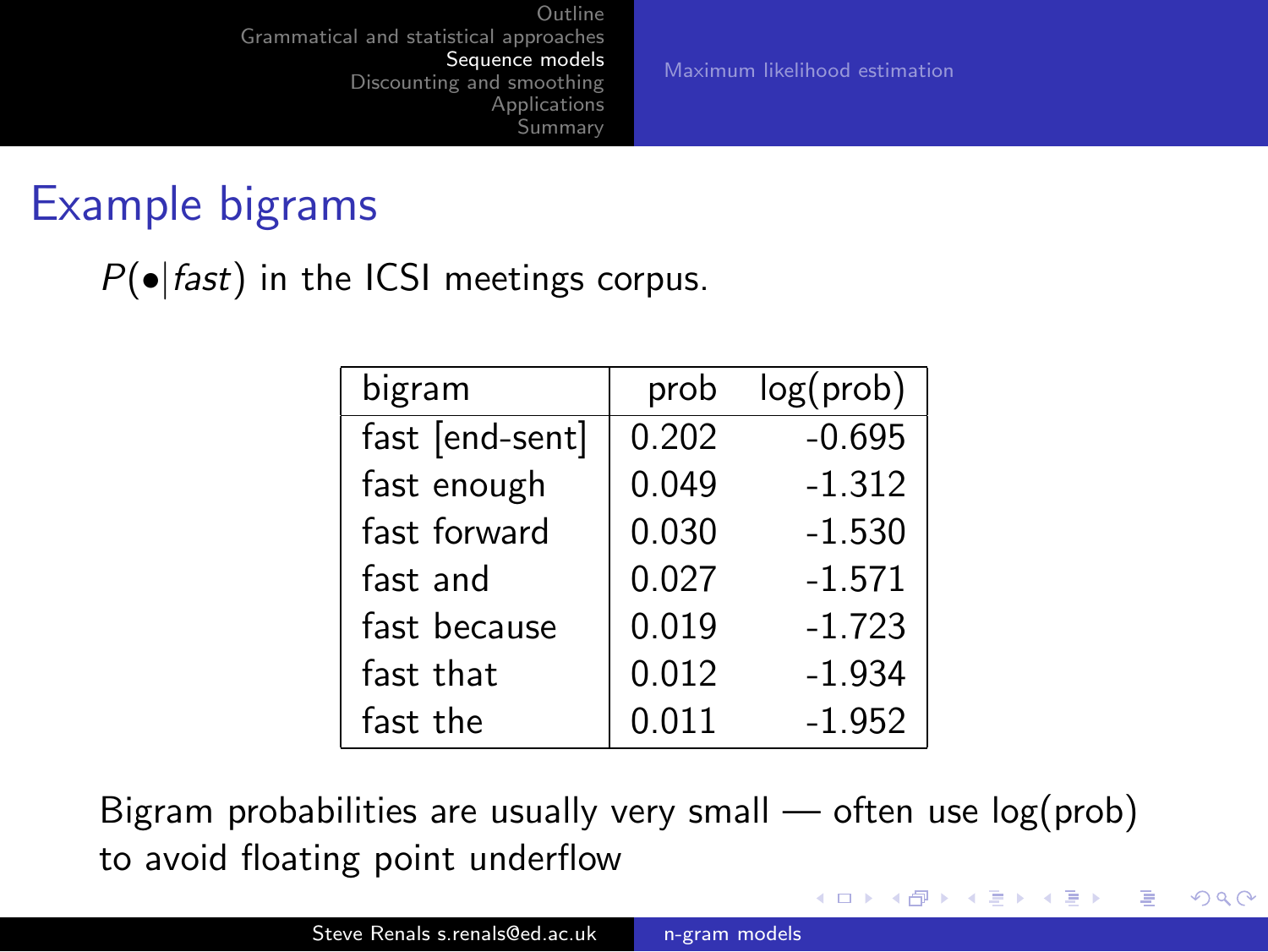# Example bigrams

$P(\bullet|\mathit{fast})$ in the ICSI meetings corpus.

| bigram | prob | log(prob) |
|---|---|---|
| fast [end-sent] | 0.202 | -0.695 |
| fast enough | 0.049 | -1.312 |
| fast forward | 0.030 | -1.530 |
| fast and | 0.027 | -1.571 |
| fast because | 0.019 | -1.723 |
| fast that | 0.012 | -1.934 |
| fast the | 0.011 | -1.952 |

Bigram probabilities are usually very small — often use log(prob) to avoid floating point underflow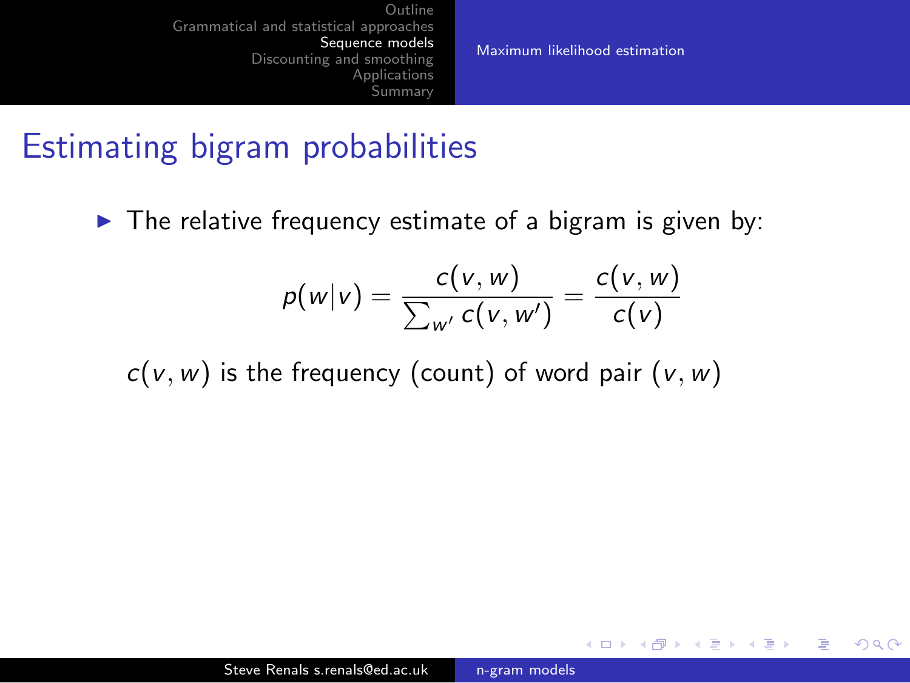## Estimating bigram probabilities

- The relative frequency estimate of a bigram is given by:

$$p(w|v) = \frac{c(v, w)}{\sum_{w'} c(v, w')} = \frac{c(v, w)}{c(v)}$$

$c(v, w)$ is the frequency (count) of word pair $(v, w)$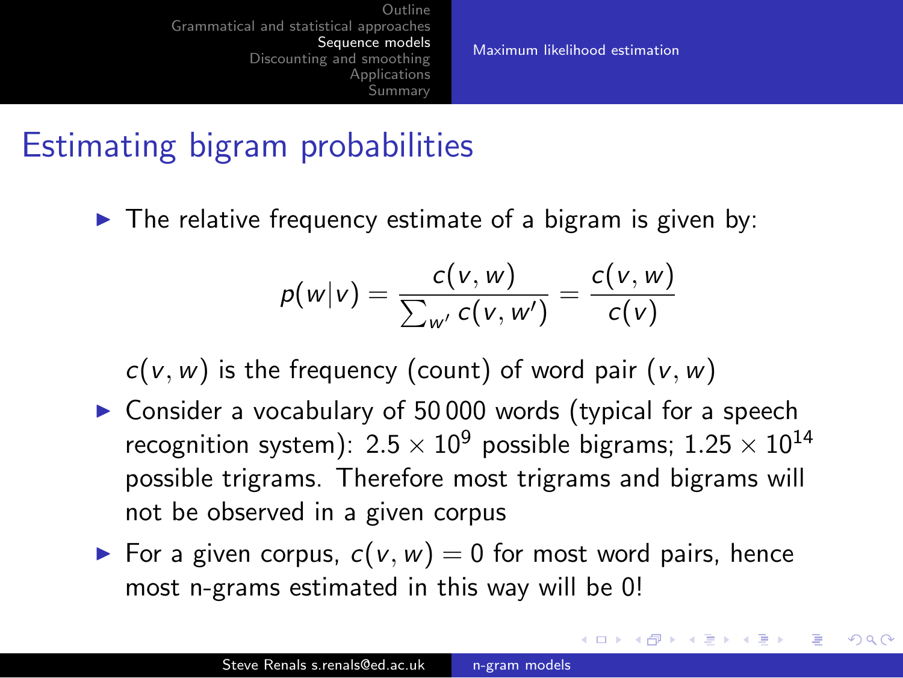# Estimating bigram probabilities

- The relative frequency estimate of a bigram is given by:

$$p(w|v) = \frac{c(v, w)}{\sum_{w'} c(v, w')} = \frac{c(v, w)}{c(v)}$$

  $c(v, w)$ is the frequency (count) of word pair $(v, w)$

- Consider a vocabulary of 50 000 words (typical for a speech recognition system): $2.5 \times 10^9$ possible bigrams; $1.25 \times 10^{14}$ possible trigrams. Therefore most trigrams and bigrams will not be observed in a given corpus
- For a given corpus, $c(v, w) = 0$ for most word pairs, hence most n-grams estimated in this way will be 0!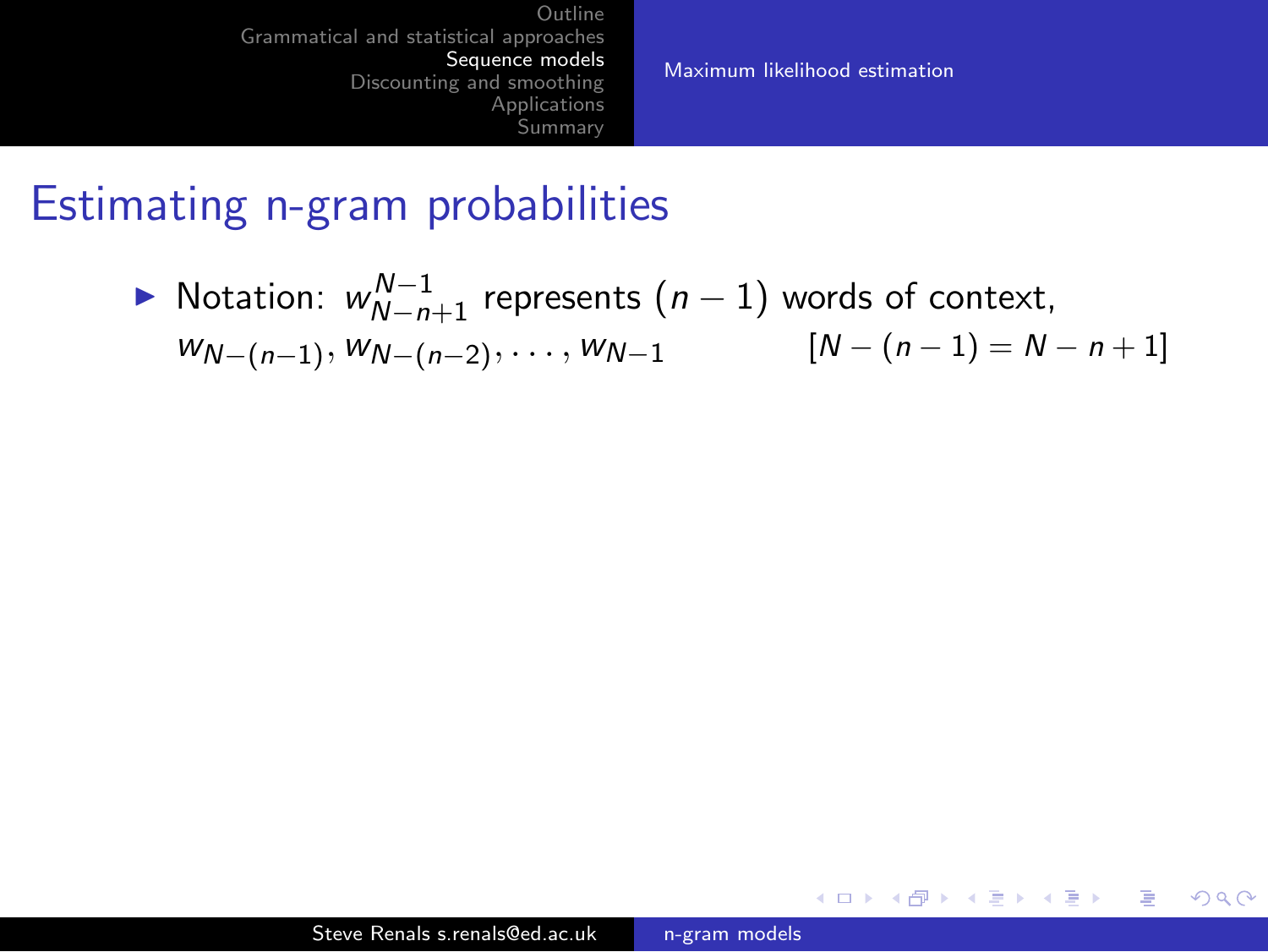# Estimating n-gram probabilities

- Notation: $w_{N-n+1}^{N-1}$ represents $(n-1)$ words of context, $w_{N-(n-1)}, w_{N-(n-2)}, \ldots, w_{N-1}$ $\quad [N-(n-1) = N-n+1]$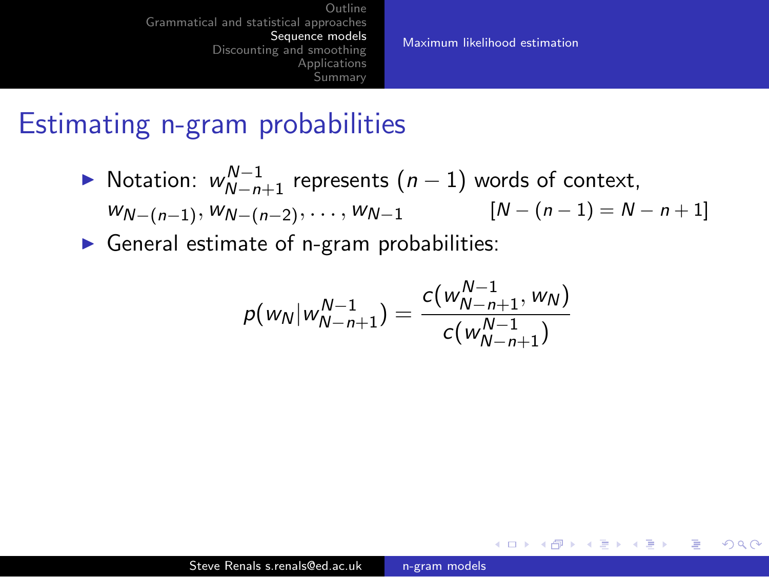# Estimating n-gram probabilities

- Notation: $w_{N-n+1}^{N-1}$ represents $(n-1)$ words of context, $w_{N-(n-1)}, w_{N-(n-2)}, \ldots, w_{N-1}$ $\qquad [N-(n-1) = N-n+1]$
- General estimate of n-gram probabilities:

$$p(w_N | w_{N-n+1}^{N-1}) = \frac{c(w_{N-n+1}^{N-1}, w_N)}{c(w_{N-n+1}^{N-1})}$$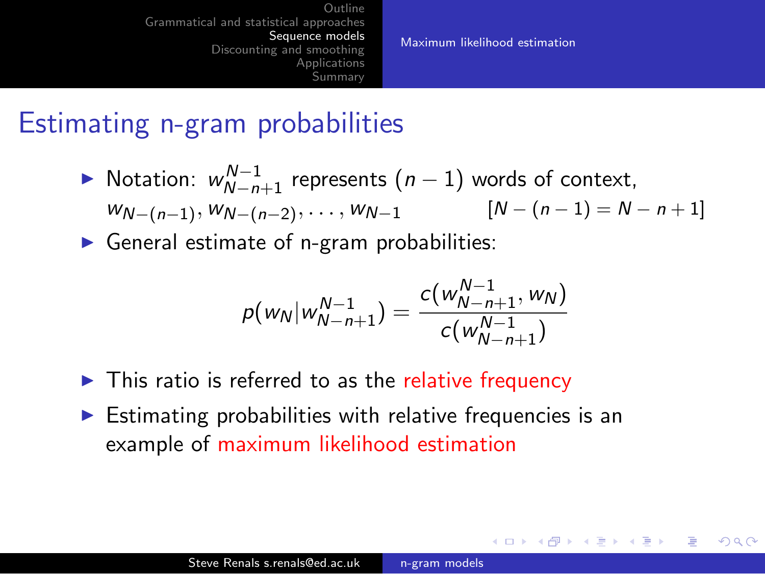# Estimating n-gram probabilities

- Notation: $w_{N-n+1}^{N-1}$ represents $(n-1)$ words of context, $w_{N-(n-1)}, w_{N-(n-2)}, \ldots, w_{N-1}$ $\quad [N-(n-1) = N-n+1]$
- General estimate of n-gram probabilities:

$$p(w_N | w_{N-n+1}^{N-1}) = \frac{c(w_{N-n+1}^{N-1}, w_N)}{c(w_{N-n+1}^{N-1})}$$

- This ratio is referred to as the relative frequency
- Estimating probabilities with relative frequencies is an example of maximum likelihood estimation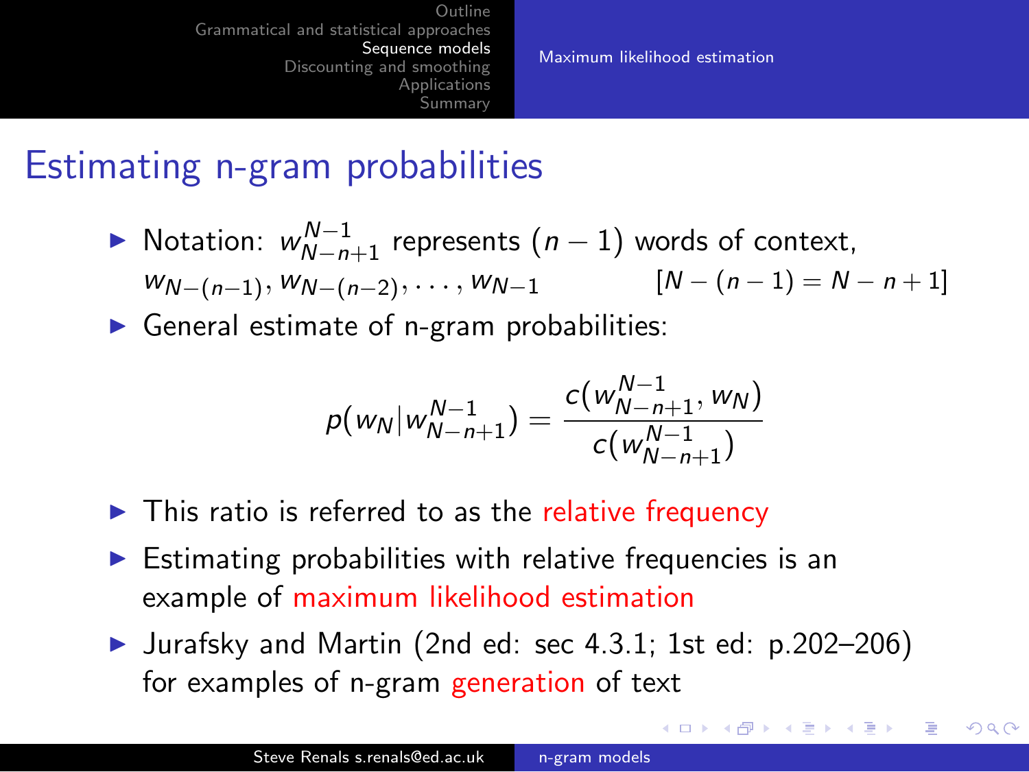# Estimating n-gram probabilities

- Notation: $w_{N-n+1}^{N-1}$ represents $(n-1)$ words of context, $w_{N-(n-1)}, w_{N-(n-2)}, \ldots, w_{N-1}$ $\quad [N-(n-1) = N-n+1]$
- General estimate of n-gram probabilities:

$$p(w_N | w_{N-n+1}^{N-1}) = \frac{c(w_{N-n+1}^{N-1}, w_N)}{c(w_{N-n+1}^{N-1})}$$

- This ratio is referred to as the relative frequency
- Estimating probabilities with relative frequencies is an example of maximum likelihood estimation
- Jurafsky and Martin (2nd ed: sec 4.3.1; 1st ed: p.202–206) for examples of n-gram generation of text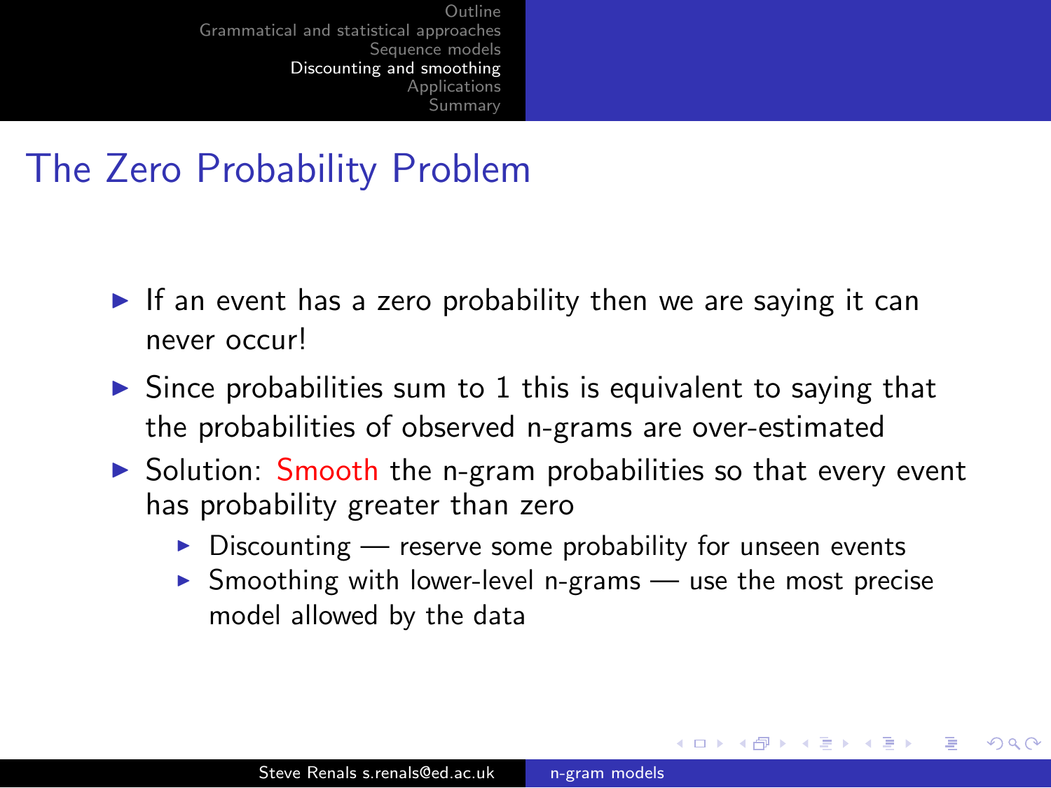## The Zero Probability Problem

- If an event has a zero probability then we are saying it can never occur!
- Since probabilities sum to 1 this is equivalent to saying that the probabilities of observed n-grams are over-estimated
- Solution: Smooth the n-gram probabilities so that every event has probability greater than zero
  - Discounting — reserve some probability for unseen events
  - Smoothing with lower-level n-grams — use the most precise model allowed by the data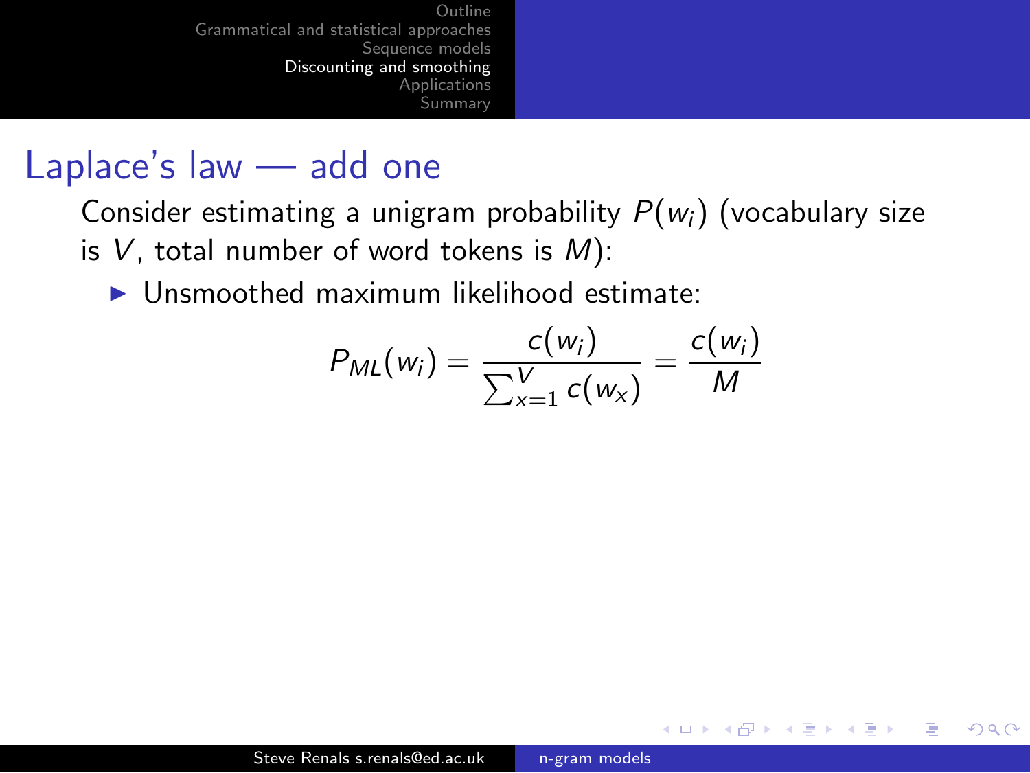# Laplace's law — add one

Consider estimating a unigram probability $P(w_i)$ (vocabulary size is $V$, total number of word tokens is $M$):

- Unsmoothed maximum likelihood estimate:

$$P_{ML}(w_i) = \frac{c(w_i)}{\sum_{x=1}^{V} c(w_x)} = \frac{c(w_i)}{M}$$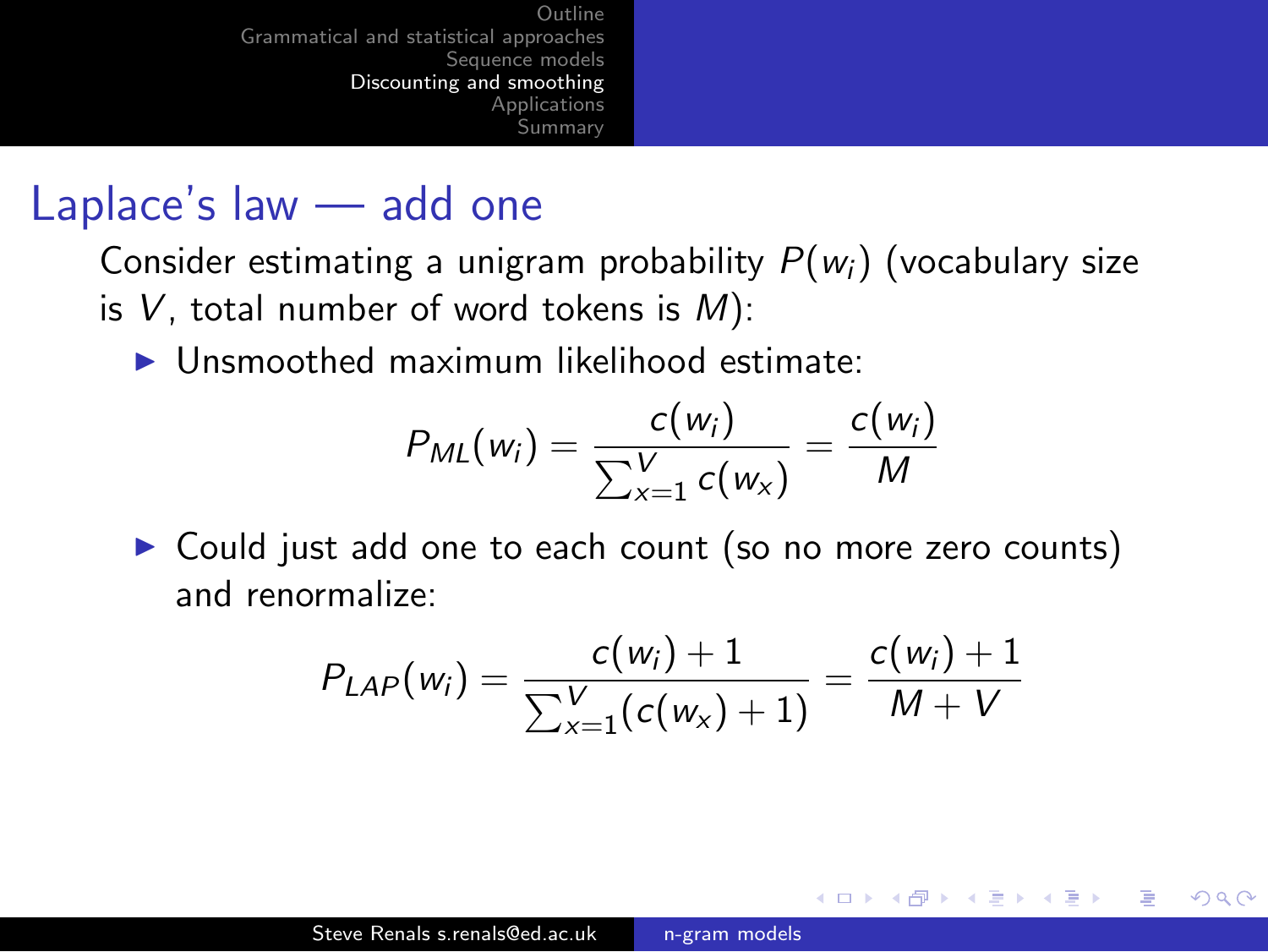## Laplace's law — add one

Consider estimating a unigram probability $P(w_i)$ (vocabulary size is $V$, total number of word tokens is $M$):

- Unsmoothed maximum likelihood estimate:

$$P_{ML}(w_i) = \frac{c(w_i)}{\sum_{x=1}^{V} c(w_x)} = \frac{c(w_i)}{M}$$

- Could just add one to each count (so no more zero counts) and renormalize:

$$P_{LAP}(w_i) = \frac{c(w_i) + 1}{\sum_{x=1}^{V} (c(w_x) + 1)} = \frac{c(w_i) + 1}{M + V}$$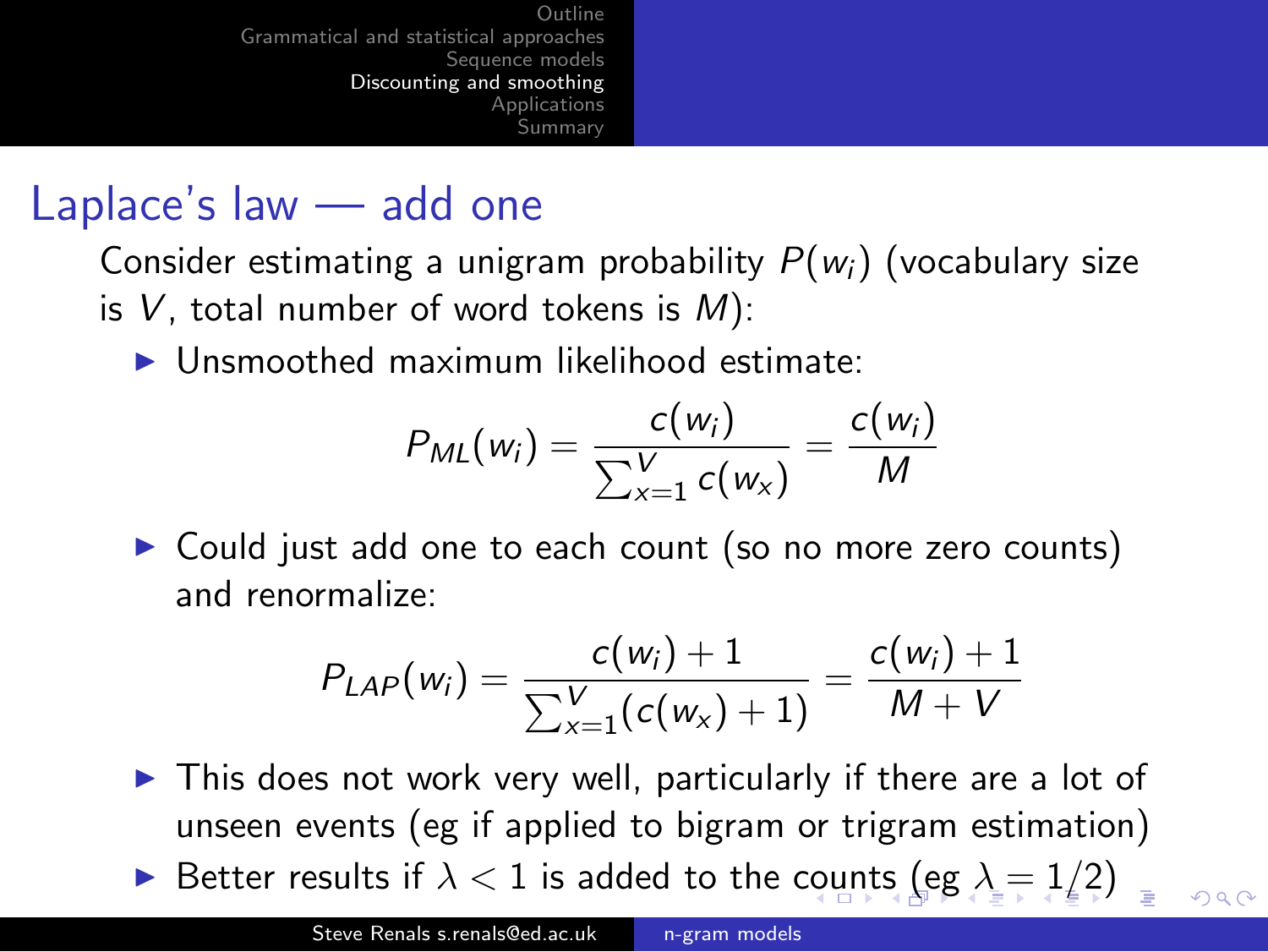## Laplace's law — add one

Consider estimating a unigram probability $P(w_i)$ (vocabulary size is $V$, total number of word tokens is $M$):

- Unsmoothed maximum likelihood estimate:

$$P_{ML}(w_i) = \frac{c(w_i)}{\sum_{x=1}^{V} c(w_x)} = \frac{c(w_i)}{M}$$

- Could just add one to each count (so no more zero counts) and renormalize:

$$P_{LAP}(w_i) = \frac{c(w_i) + 1}{\sum_{x=1}^{V} (c(w_x) + 1)} = \frac{c(w_i) + 1}{M + V}$$

- This does not work very well, particularly if there are a lot of unseen events (eg if applied to bigram or trigram estimation)
- Better results if $\lambda < 1$ is added to the counts (eg $\lambda = 1/2$)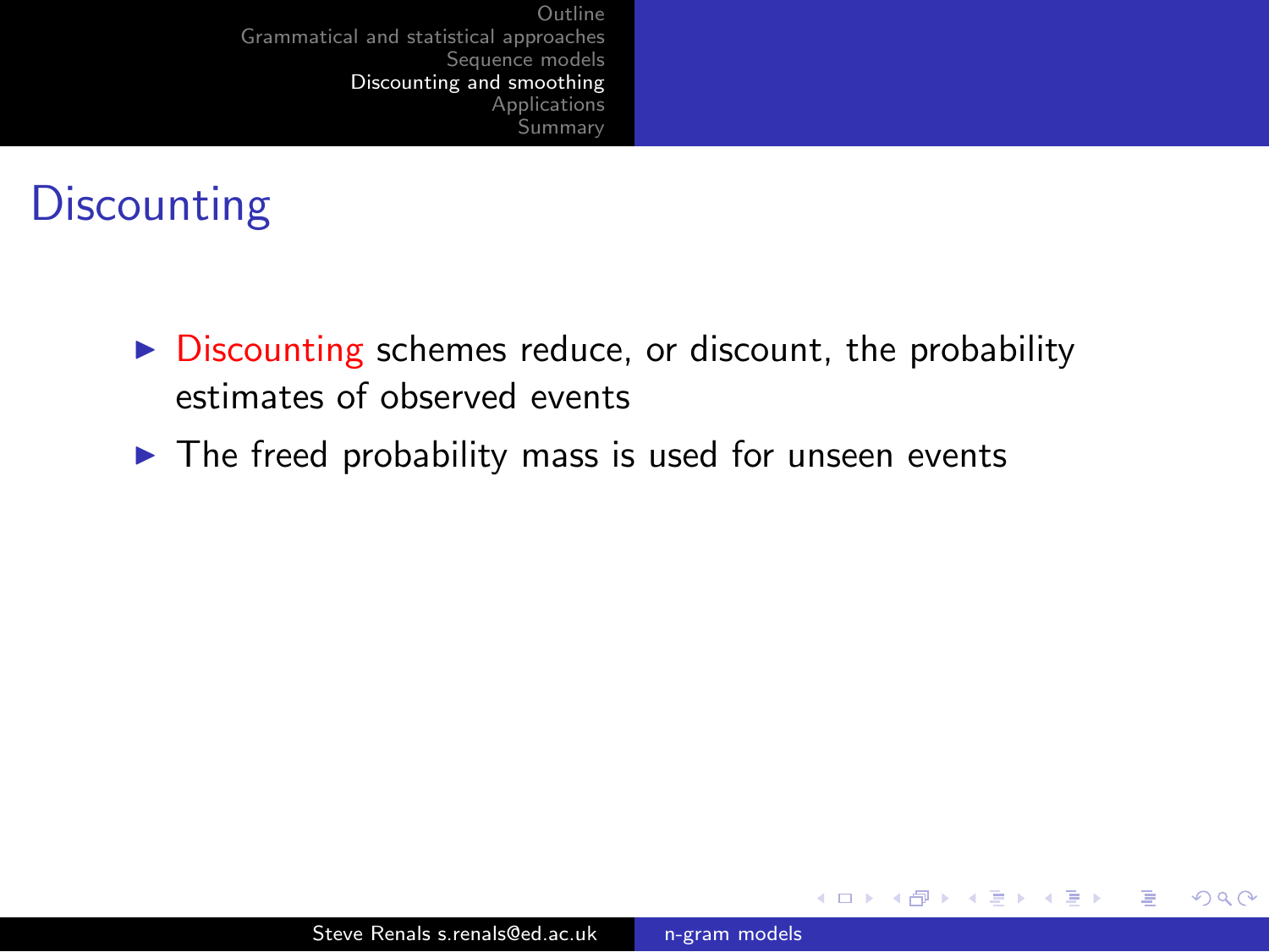# Discounting

- Discounting schemes reduce, or discount, the probability estimates of observed events
- The freed probability mass is used for unseen events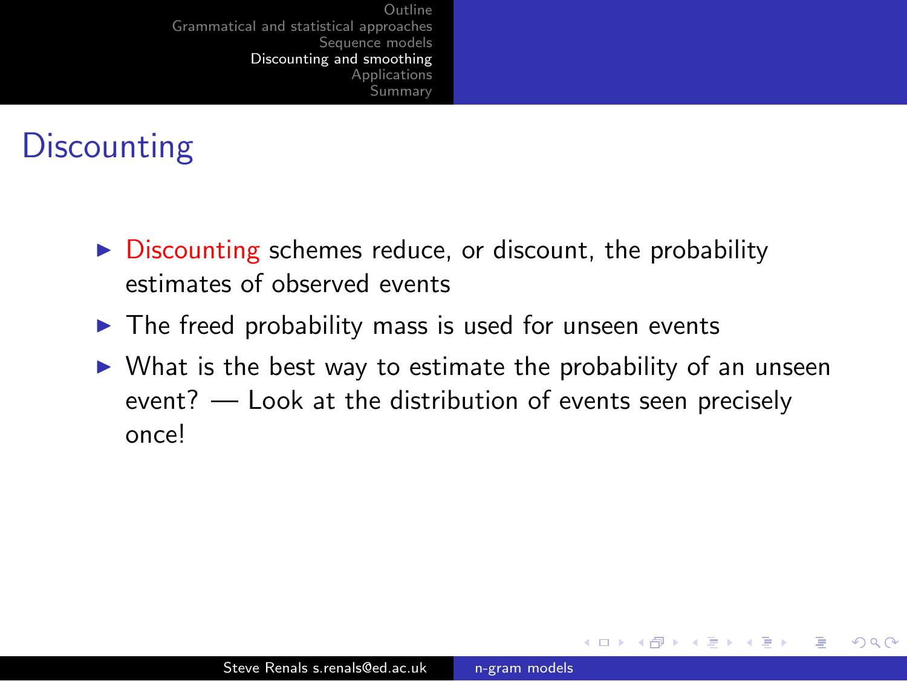# Discounting

- Discounting schemes reduce, or discount, the probability estimates of observed events
- The freed probability mass is used for unseen events
- What is the best way to estimate the probability of an unseen event? — Look at the distribution of events seen precisely once!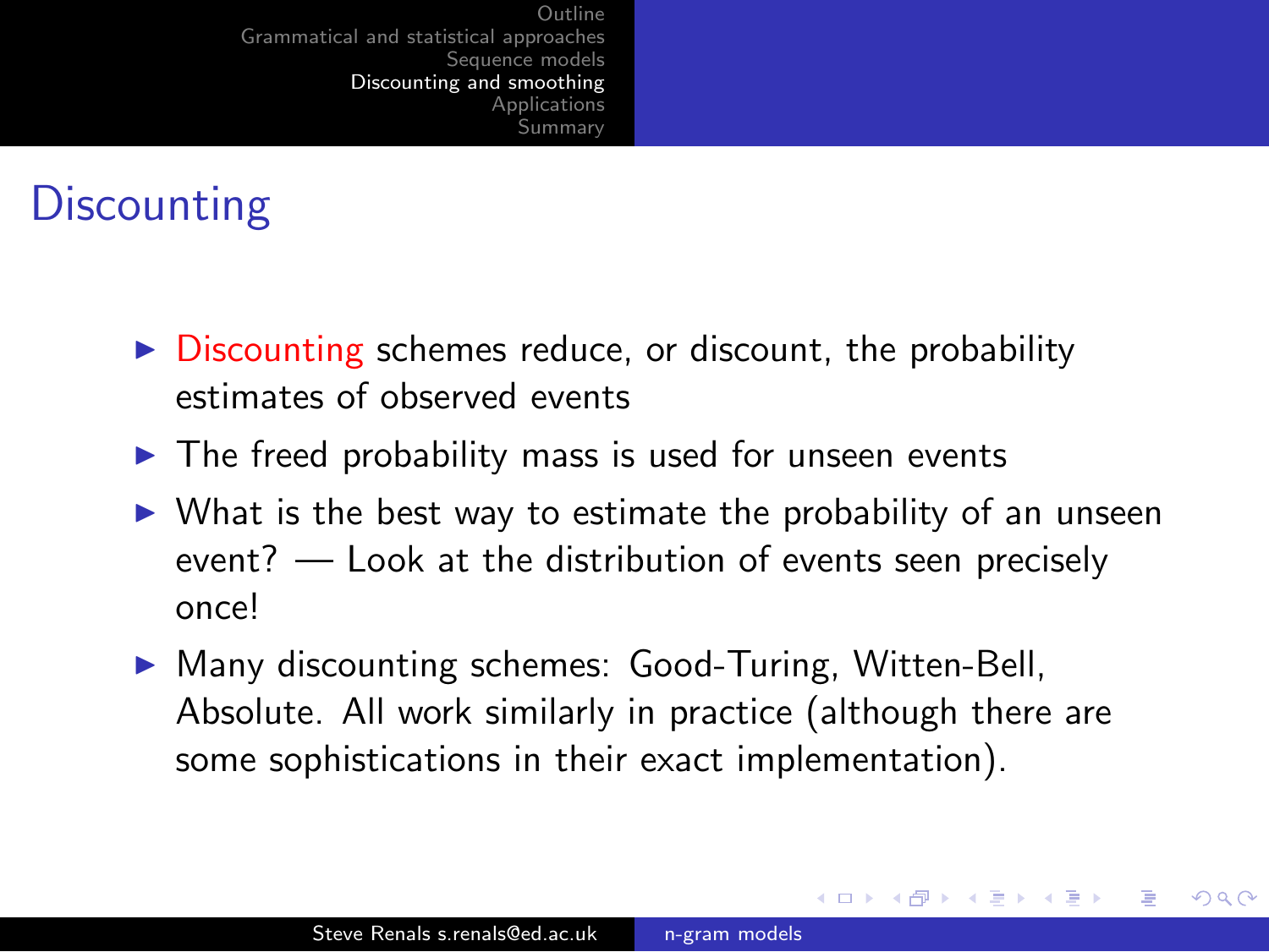# Discounting

- Discounting schemes reduce, or discount, the probability estimates of observed events
- The freed probability mass is used for unseen events
- What is the best way to estimate the probability of an unseen event? — Look at the distribution of events seen precisely once!
- Many discounting schemes: Good-Turing, Witten-Bell, Absolute. All work similarly in practice (although there are some sophistications in their exact implementation).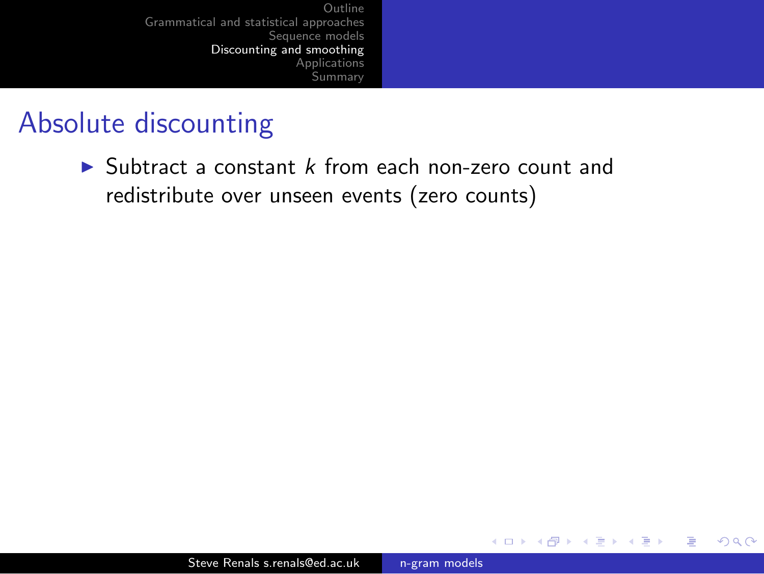# Absolute discounting

- Subtract a constant $k$ from each non-zero count and redistribute over unseen events (zero counts)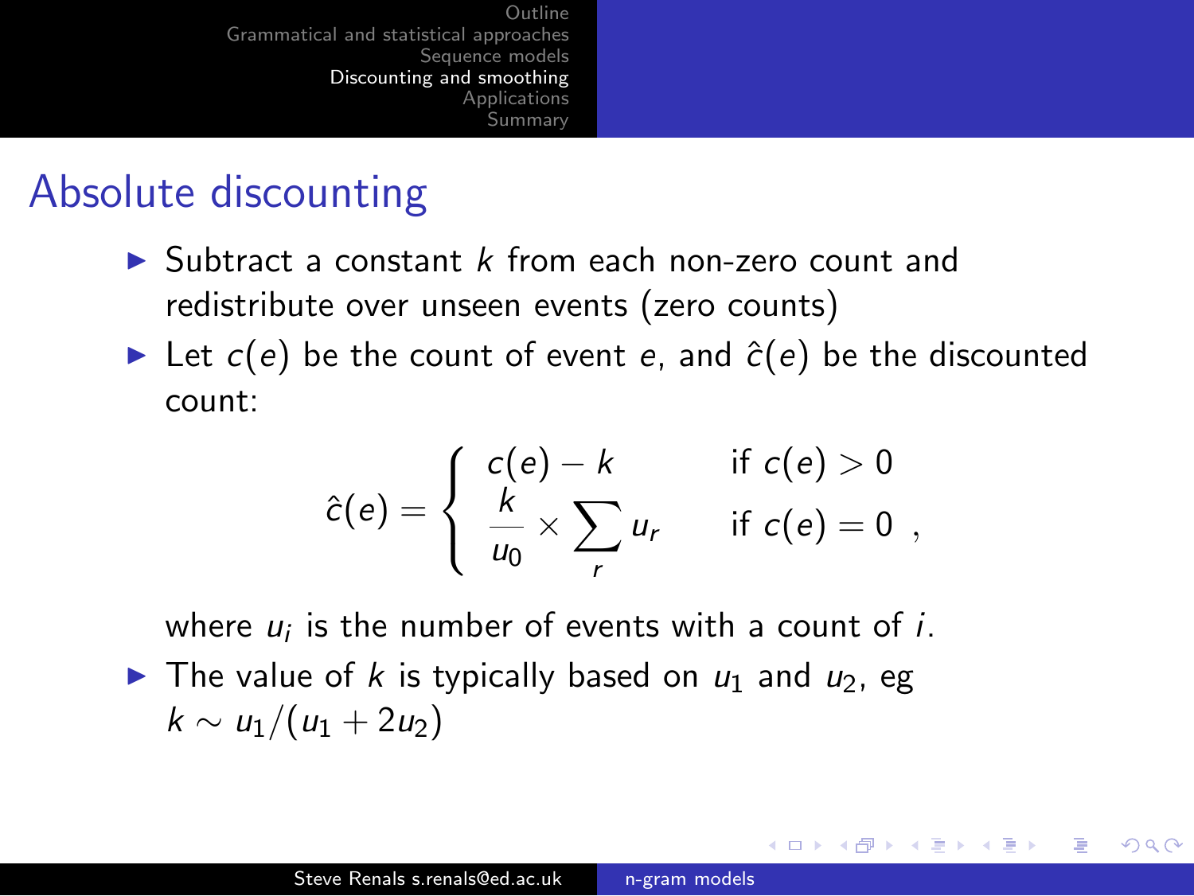# Absolute discounting

- Subtract a constant $k$ from each non-zero count and redistribute over unseen events (zero counts)
- Let $c(e)$ be the count of event $e$, and $\hat{c}(e)$ be the discounted count:

$$\hat{c}(e) = \begin{cases} c(e) - k & \text{if } c(e) > 0 \\ \dfrac{k}{u_0} \times \sum_r u_r & \text{if } c(e) = 0 \end{cases} ,$$

  where $u_i$ is the number of events with a count of $i$.
- The value of $k$ is typically based on $u_1$ and $u_2$, eg $k \sim u_1/(u_1 + 2u_2)$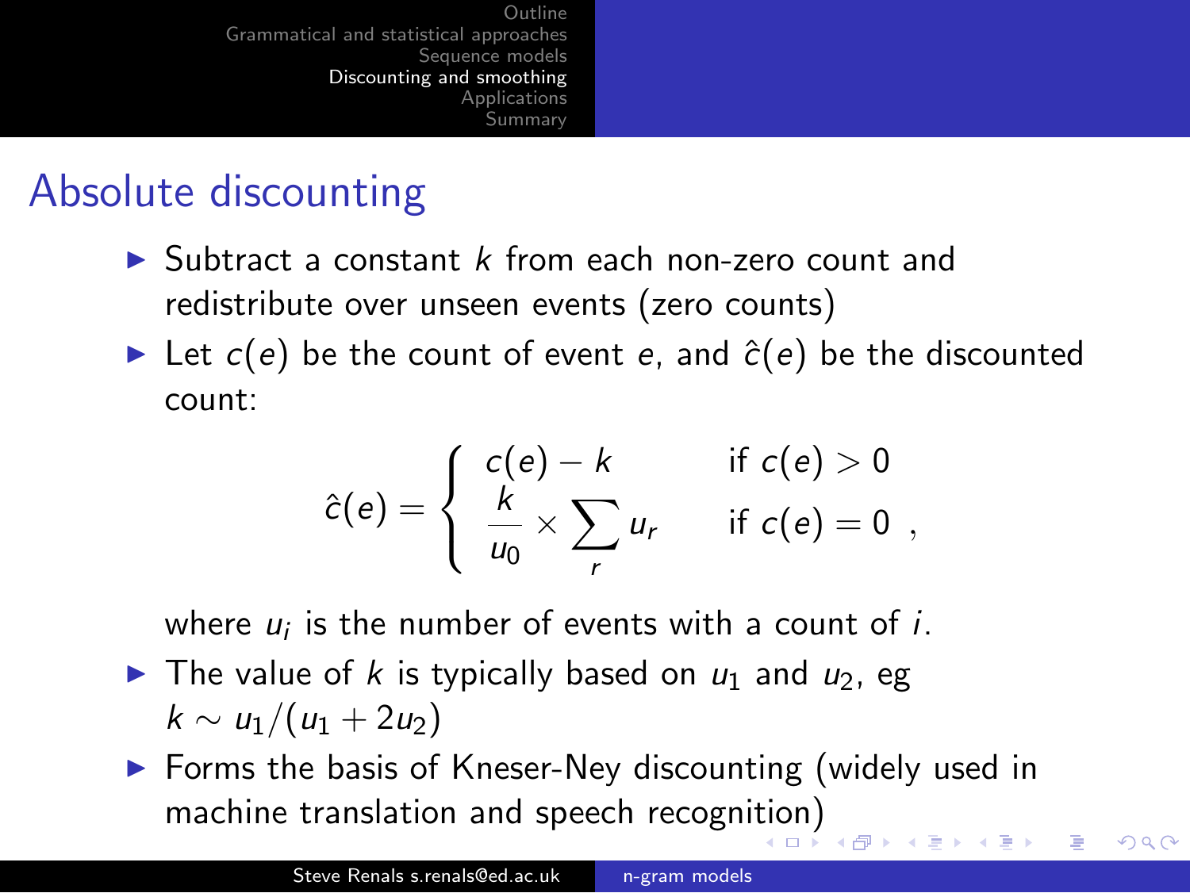# Absolute discounting

- Subtract a constant $k$ from each non-zero count and redistribute over unseen events (zero counts)
- Let $c(e)$ be the count of event $e$, and $\hat{c}(e)$ be the discounted count:

$$\hat{c}(e) = \begin{cases} c(e) - k & \text{if } c(e) > 0 \\ \dfrac{k}{u_0} \times \displaystyle\sum_r u_r & \text{if } c(e) = 0 \end{cases} ,$$

  where $u_i$ is the number of events with a count of $i$.
- The value of $k$ is typically based on $u_1$ and $u_2$, eg $k \sim u_1/(u_1 + 2u_2)$
- Forms the basis of Kneser-Ney discounting (widely used in machine translation and speech recognition)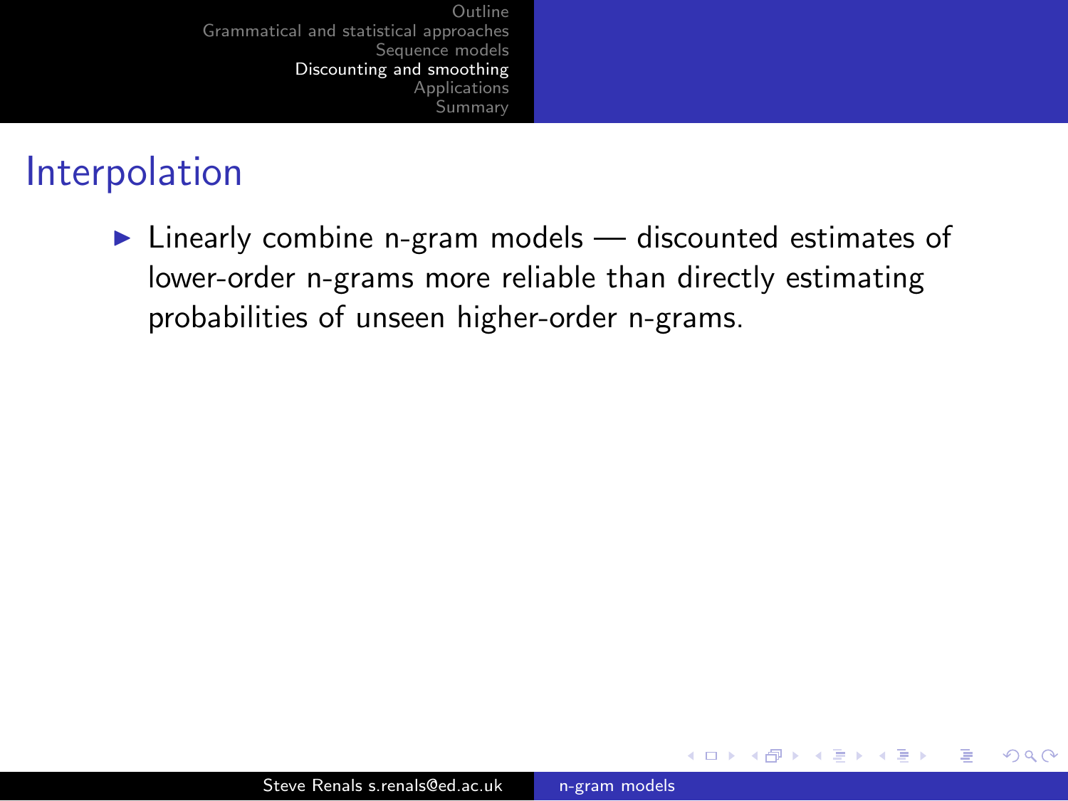## Interpolation

- Linearly combine n-gram models — discounted estimates of lower-order n-grams more reliable than directly estimating probabilities of unseen higher-order n-grams.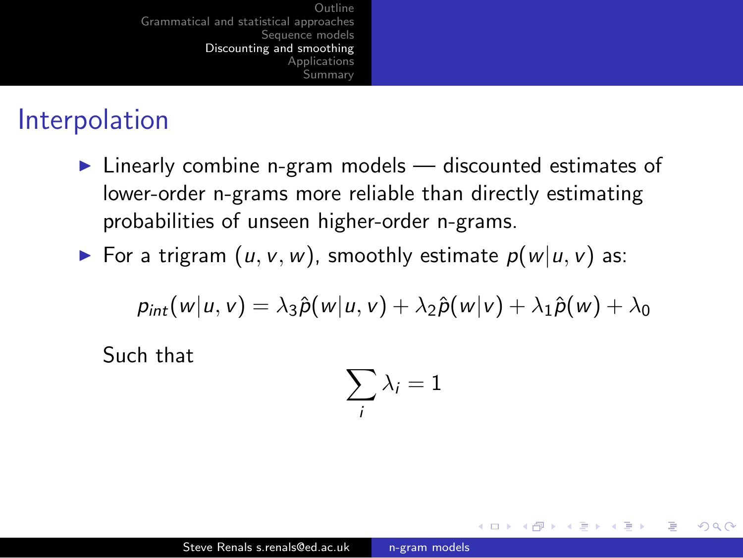## Interpolation

- Linearly combine n-gram models — discounted estimates of lower-order n-grams more reliable than directly estimating probabilities of unseen higher-order n-grams.
- For a trigram $(u, v, w)$, smoothly estimate $p(w|u, v)$ as:

$$p_{int}(w|u, v) = \lambda_3 \hat{p}(w|u, v) + \lambda_2 \hat{p}(w|v) + \lambda_1 \hat{p}(w) + \lambda_0$$

  Such that

$$\sum_i \lambda_i = 1$$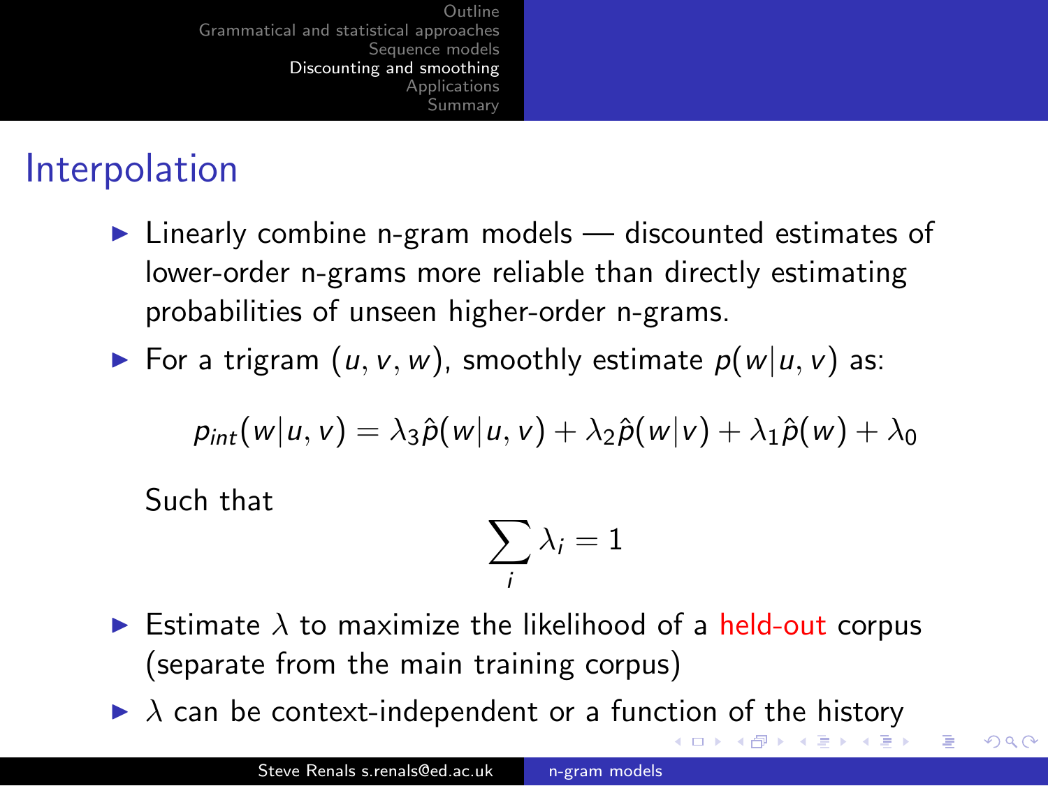## Interpolation

- Linearly combine n-gram models — discounted estimates of lower-order n-grams more reliable than directly estimating probabilities of unseen higher-order n-grams.
- For a trigram $(u, v, w)$, smoothly estimate $p(w|u, v)$ as:

$$p_{int}(w|u, v) = \lambda_3 \hat{p}(w|u, v) + \lambda_2 \hat{p}(w|v) + \lambda_1 \hat{p}(w) + \lambda_0$$

  Such that

$$\sum_i \lambda_i = 1$$

- Estimate $\lambda$ to maximize the likelihood of a held-out corpus (separate from the main training corpus)
- $\lambda$ can be context-independent or a function of the history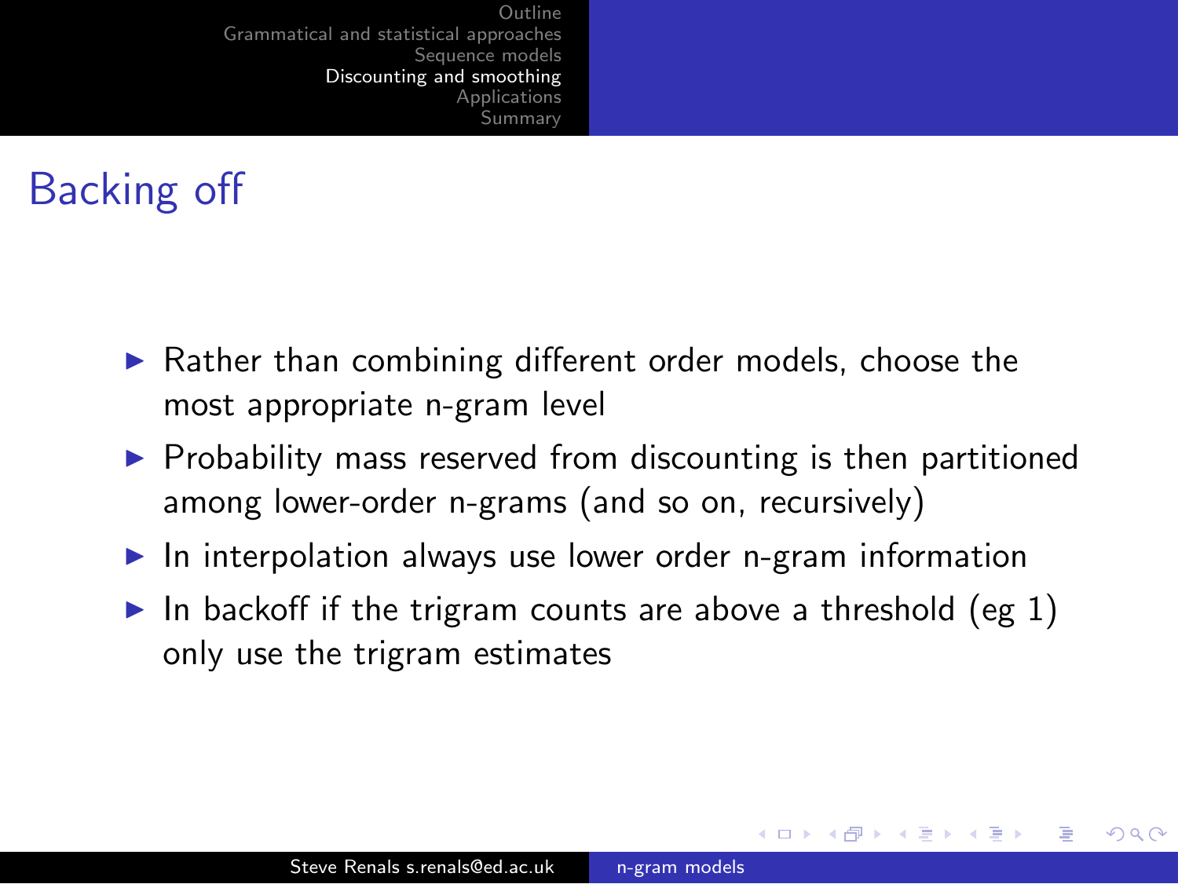# Backing off

- Rather than combining different order models, choose the most appropriate n-gram level
- Probability mass reserved from discounting is then partitioned among lower-order n-grams (and so on, recursively)
- In interpolation always use lower order n-gram information
- In backoff if the trigram counts are above a threshold (eg 1) only use the trigram estimates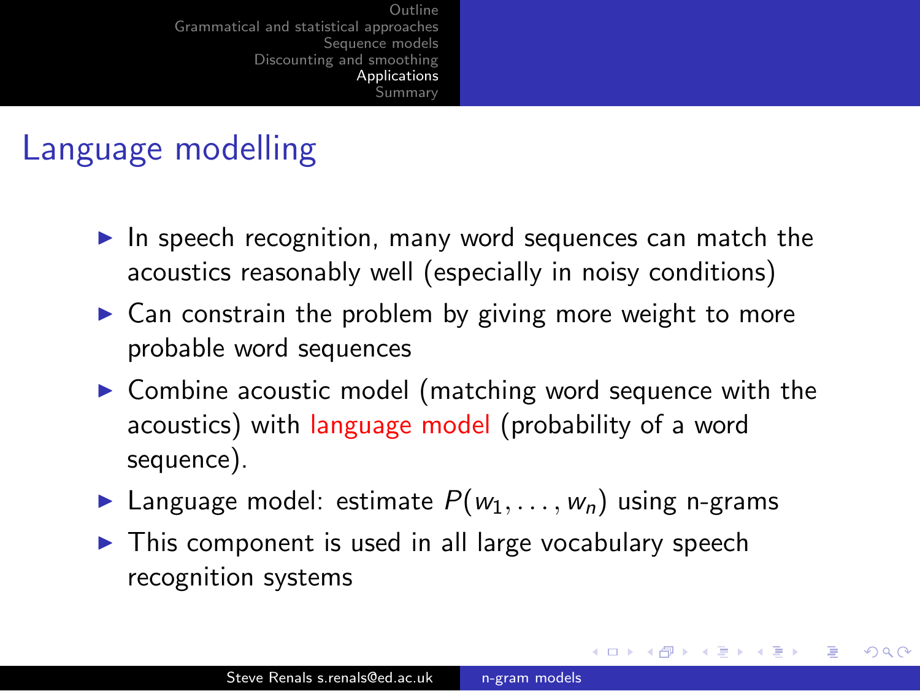# Language modelling

- In speech recognition, many word sequences can match the acoustics reasonably well (especially in noisy conditions)
- Can constrain the problem by giving more weight to more probable word sequences
- Combine acoustic model (matching word sequence with the acoustics) with language model (probability of a word sequence).
- Language model: estimate $P(w_1, \ldots, w_n)$ using n-grams
- This component is used in all large vocabulary speech recognition systems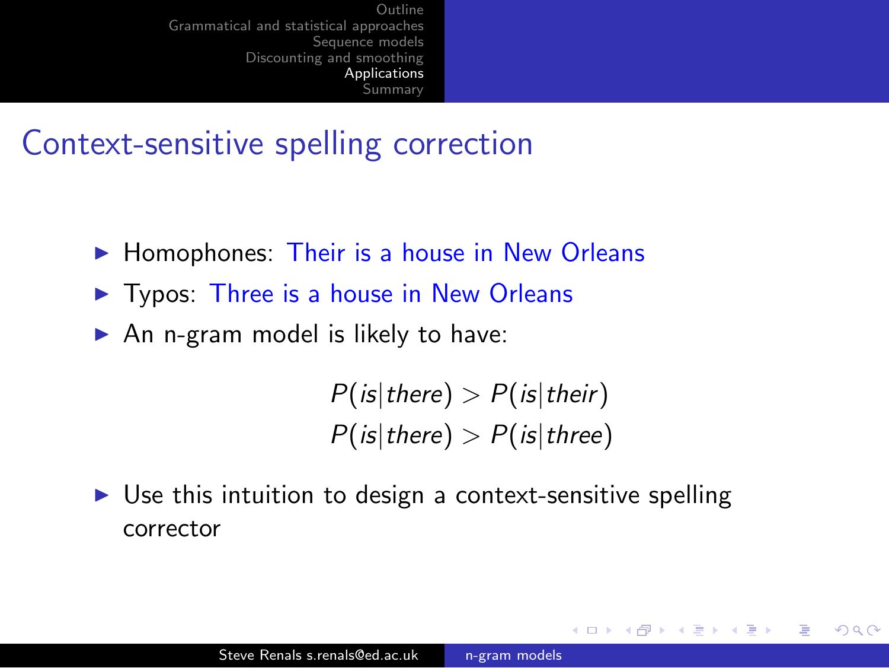## Context-sensitive spelling correction

- Homophones: Their is a house in New Orleans
- Typos: Three is a house in New Orleans
- An n-gram model is likely to have:

$$P(is|there) > P(is|their)$$
$$P(is|there) > P(is|three)$$

- Use this intuition to design a context-sensitive spelling corrector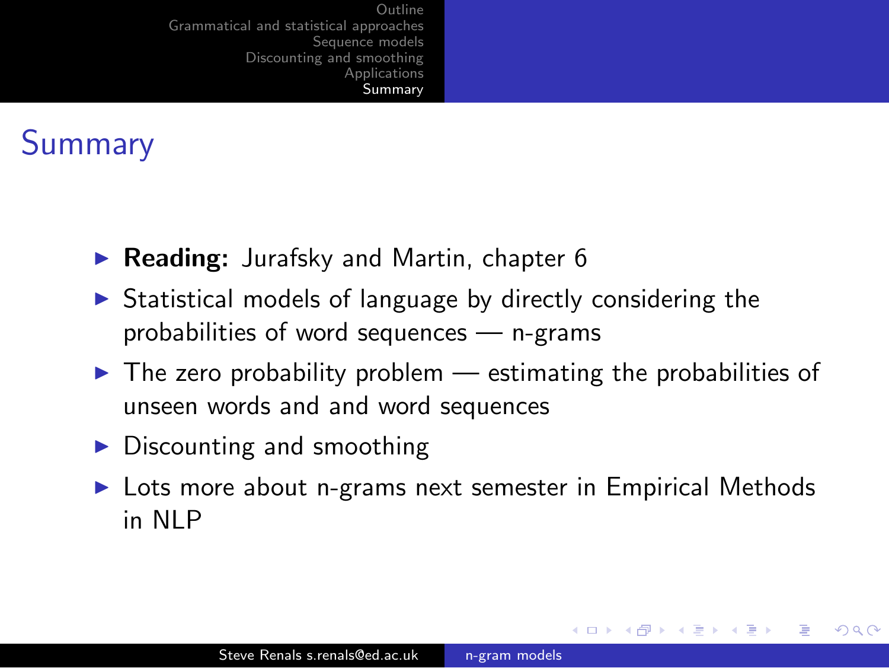# Summary

- **Reading:** Jurafsky and Martin, chapter 6
- Statistical models of language by directly considering the probabilities of word sequences — n-grams
- The zero probability problem — estimating the probabilities of unseen words and and word sequences
- Discounting and smoothing
- Lots more about n-grams next semester in Empirical Methods in NLP